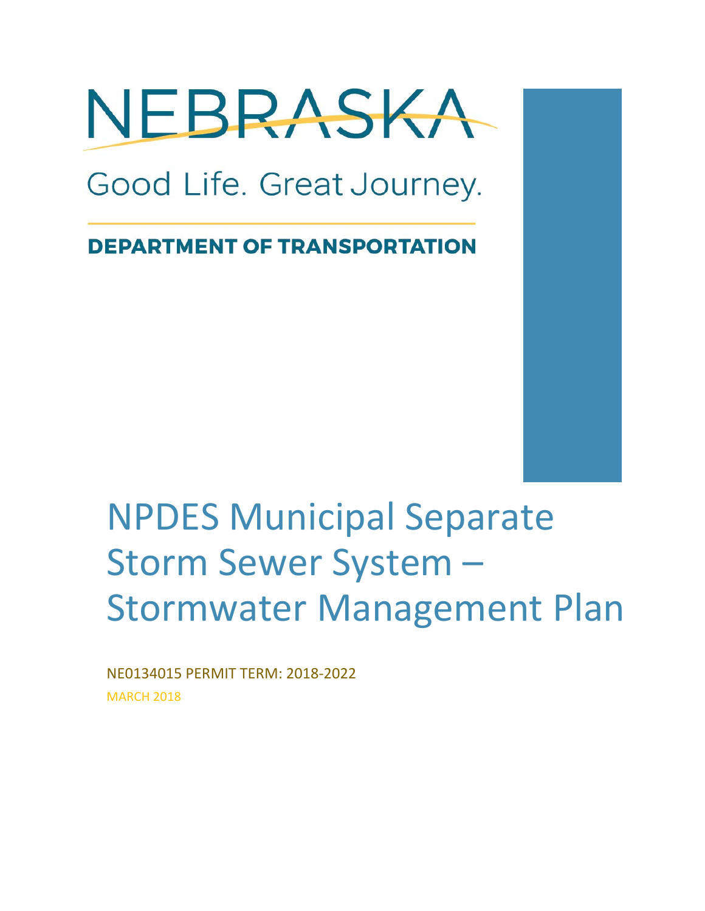NEBRASKA

Good Life. Great Journey.

**DEPARTMENT OF TRANSPORTATION**

# NPDES Municipal Separate Storm Sewer System – Stormwater Management Plan

NE0134015 PERMIT TERM: 2018-2022

MARCH 2018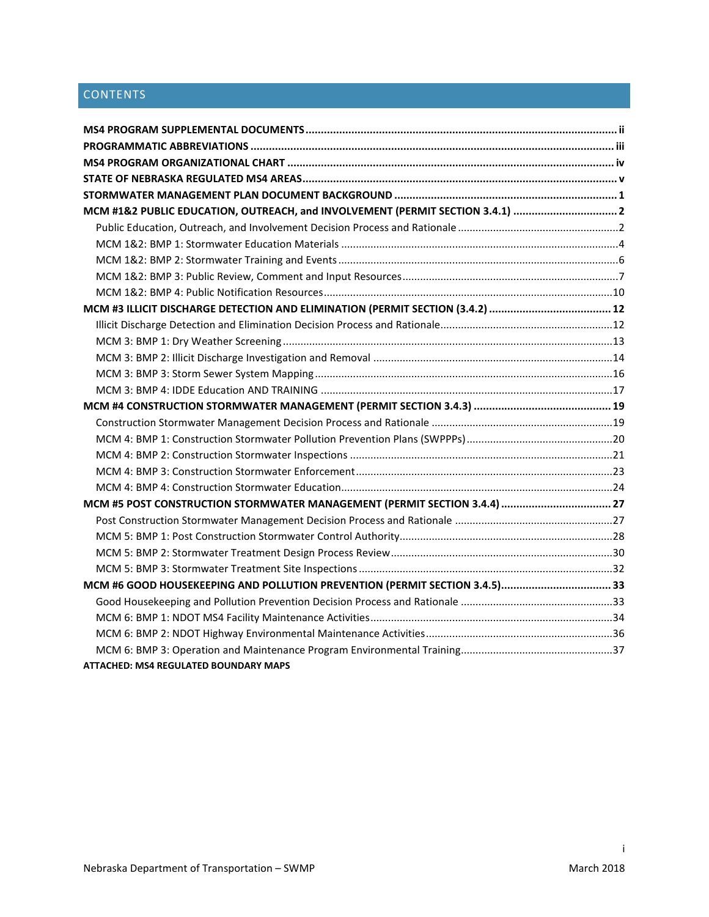## CONTENTS

**MS4 PROGRAM SUPPLEMENTAL DOCUMENTS** ..... ii

**PROGRAMMATIC ABBREVIATIONS** ..... iii

**MS4 PROGRAM ORGANIZATIONAL CHART** ..... iv

**STATE OF NEBRASKA REGULATED MS4 AREAS** ..... v

**STORMWATER MANAGEMENT PLAN DOCUMENT BACKGROUND** ..... 1

**MCM #1&2 PUBLIC EDUCATION, OUTREACH, and INVOLVEMENT (PERMIT SECTION 3.4.1)** ..... 2

- Public Education, Outreach, and Involvement Decision Process and Rationale ..... 2
- MCM 1&2: BMP 1: Stormwater Education Materials ..... 4
- MCM 1&2: BMP 2: Stormwater Training and Events ..... 6
- MCM 1&2: BMP 3: Public Review, Comment and Input Resources ..... 7
- MCM 1&2: BMP 4: Public Notification Resources ..... 10

**MCM #3 ILLICIT DISCHARGE DETECTION AND ELIMINATION (PERMIT SECTION (3.4.2)** ..... 12

- Illicit Discharge Detection and Elimination Decision Process and Rationale ..... 12
- MCM 3: BMP 1: Dry Weather Screening ..... 13
- MCM 3: BMP 2: Illicit Discharge Investigation and Removal ..... 14
- MCM 3: BMP 3: Storm Sewer System Mapping ..... 16
- MCM 3: BMP 4: IDDE Education AND TRAINING ..... 17

**MCM #4 CONSTRUCTION STORMWATER MANAGEMENT (PERMIT SECTION 3.4.3)** ..... 19

- Construction Stormwater Management Decision Process and Rationale ..... 19
- MCM 4: BMP 1: Construction Stormwater Pollution Prevention Plans (SWPPPs) ..... 20
- MCM 4: BMP 2: Construction Stormwater Inspections ..... 21
- MCM 4: BMP 3: Construction Stormwater Enforcement ..... 23
- MCM 4: BMP 4: Construction Stormwater Education ..... 24

**MCM #5 POST CONSTRUCTION STORMWATER MANAGEMENT (PERMIT SECTION 3.4.4)** ..... 27

- Post Construction Stormwater Management Decision Process and Rationale ..... 27
- MCM 5: BMP 1: Post Construction Stormwater Control Authority ..... 28
- MCM 5: BMP 2: Stormwater Treatment Design Process Review ..... 30
- MCM 5: BMP 3: Stormwater Treatment Site Inspections ..... 32

**MCM #6 GOOD HOUSEKEEPING AND POLLUTION PREVENTION (PERMIT SECTION 3.4.5)** ..... 33

- Good Housekeeping and Pollution Prevention Decision Process and Rationale ..... 33
- MCM 6: BMP 1: NDOT MS4 Facility Maintenance Activities ..... 34
- MCM 6: BMP 2: NDOT Highway Environmental Maintenance Activities ..... 36
- MCM 6: BMP 3: Operation and Maintenance Program Environmental Training ..... 37

**ATTACHED: MS4 REGULATED BOUNDARY MAPS**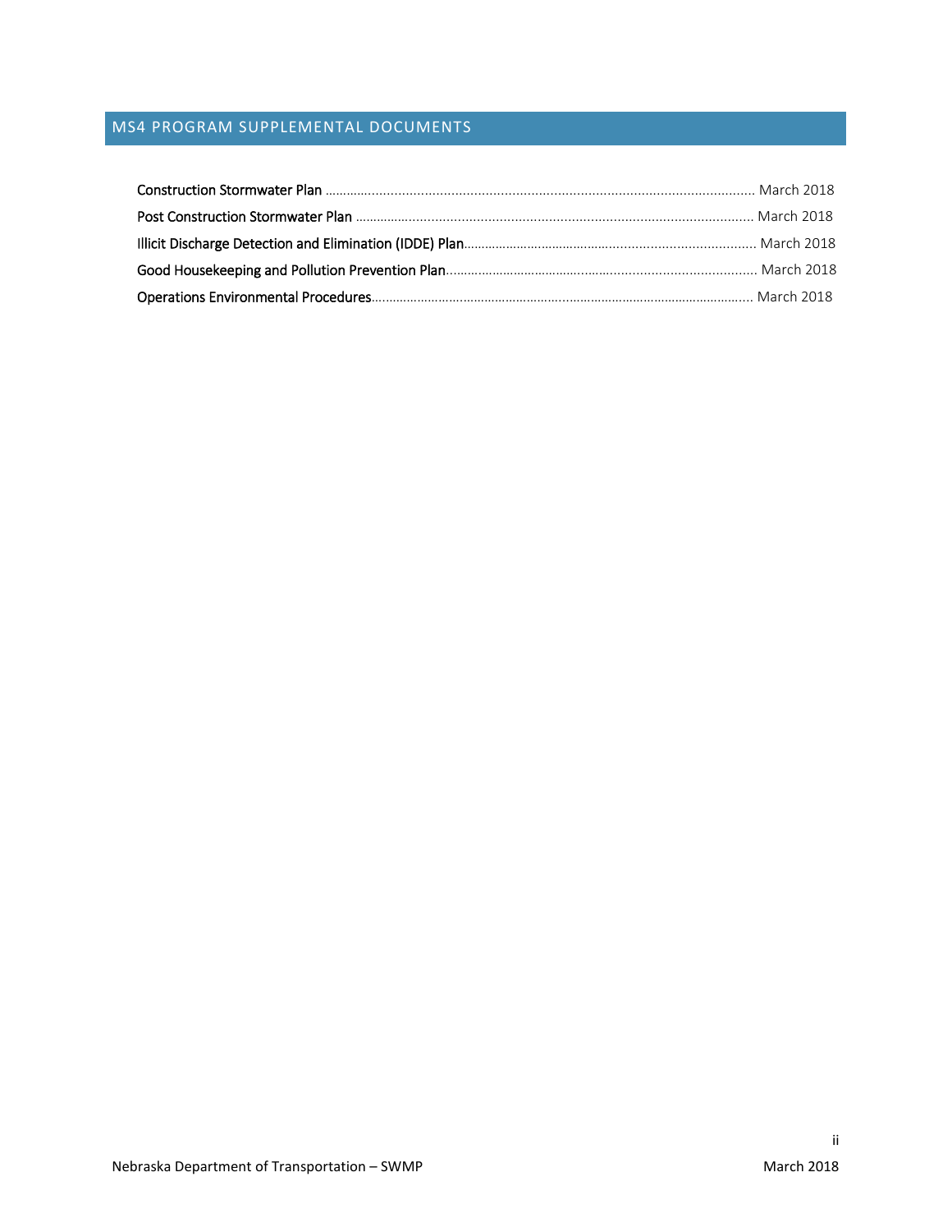## MS4 PROGRAM SUPPLEMENTAL DOCUMENTS

**Construction Stormwater Plan** ............................................................................................................ March 2018

**Post Construction Stormwater Plan** ...................................................................................................... March 2018

**Illicit Discharge Detection and Elimination (IDDE) Plan**......................................................................... March 2018

**Good Housekeeping and Pollution Prevention Plan**.............................................................................. March 2018

**Operations Environmental Procedures**.................................................................................................. March 2018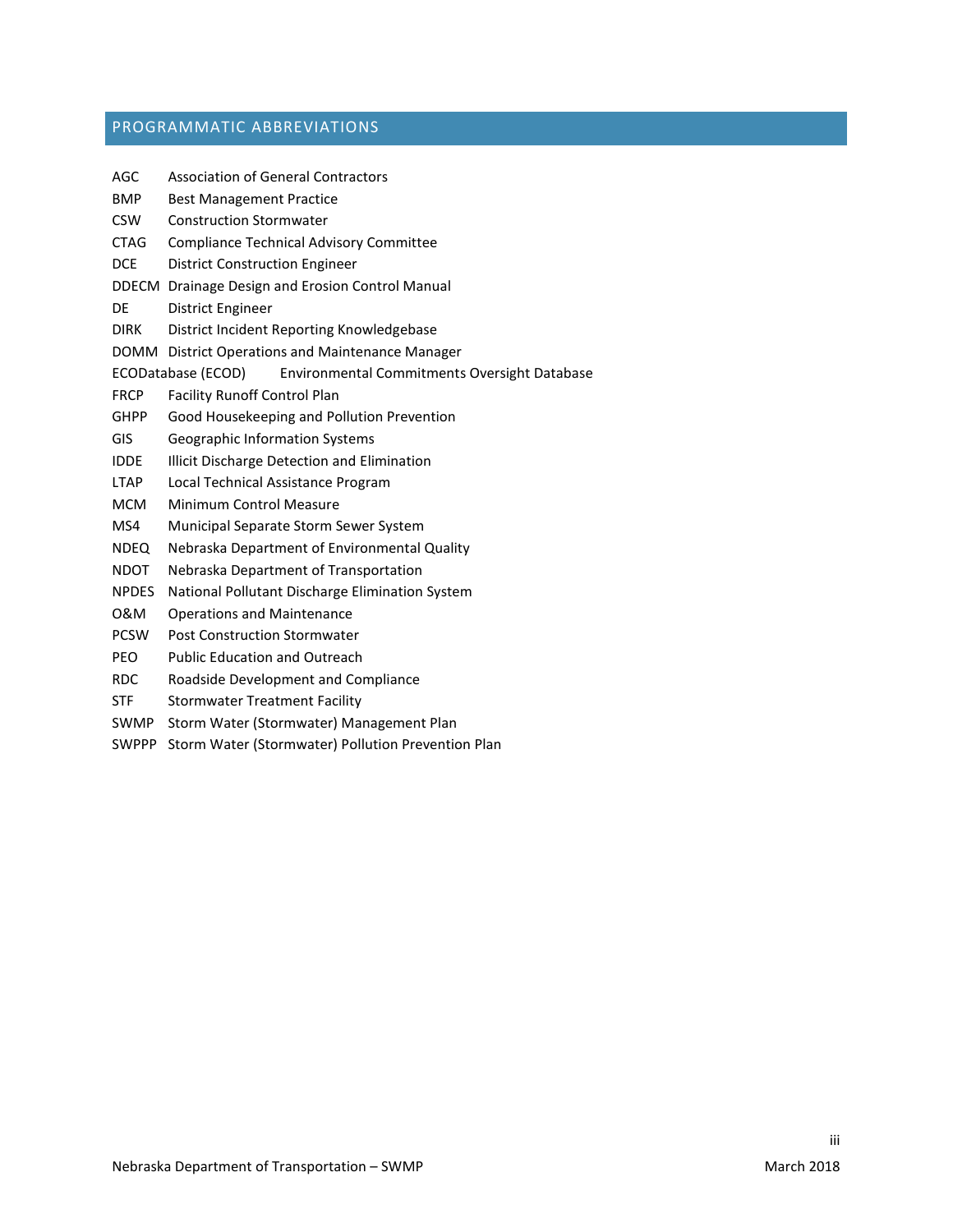## PROGRAMMATIC ABBREVIATIONS

| | |
|---|---|
| AGC | Association of General Contractors |
| BMP | Best Management Practice |
| CSW | Construction Stormwater |
| CTAG | Compliance Technical Advisory Committee |
| DCE | District Construction Engineer |
| DDECM | Drainage Design and Erosion Control Manual |
| DE | District Engineer |
| DIRK | District Incident Reporting Knowledgebase |
| DOMM | District Operations and Maintenance Manager |
| ECODatabase (ECOD) | Environmental Commitments Oversight Database |
| FRCP | Facility Runoff Control Plan |
| GHPP | Good Housekeeping and Pollution Prevention |
| GIS | Geographic Information Systems |
| IDDE | Illicit Discharge Detection and Elimination |
| LTAP | Local Technical Assistance Program |
| MCM | Minimum Control Measure |
| MS4 | Municipal Separate Storm Sewer System |
| NDEQ | Nebraska Department of Environmental Quality |
| NDOT | Nebraska Department of Transportation |
| NPDES | National Pollutant Discharge Elimination System |
| O&M | Operations and Maintenance |
| PCSW | Post Construction Stormwater |
| PEO | Public Education and Outreach |
| RDC | Roadside Development and Compliance |
| STF | Stormwater Treatment Facility |
| SWMP | Storm Water (Stormwater) Management Plan |
| SWPPP | Storm Water (Stormwater) Pollution Prevention Plan |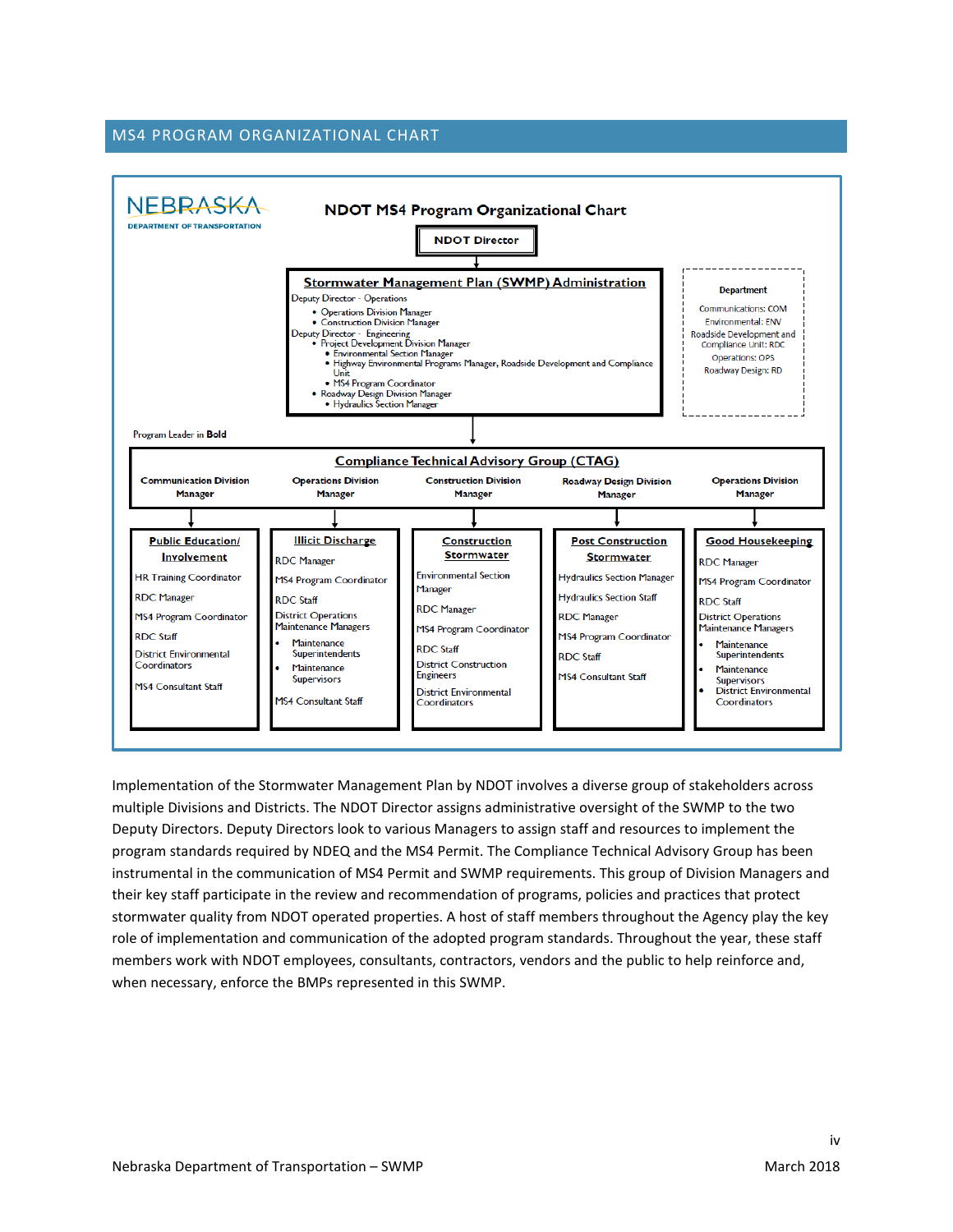## MS4 PROGRAM ORGANIZATIONAL CHART

NEBRASKA
DEPARTMENT OF TRANSPORTATION

**NDOT MS4 Program Organizational Chart**

**NDOT Director**

**Stormwater Management Plan (SWMP) Administration**

Deputy Director - Operations

- Operations Division Manager
- Construction Division Manager

Deputy Director - Engineering

- Project Development Division Manager
  - Environmental Section Manager
  - Highway Environmental Programs Manager, Roadside Development and Compliance Unit
  - MS4 Program Coordinator
- Roadway Design Division Manager
  - Hydraulics Section Manager

| Department |
|---|
| Communications: COM |
| Environmental: ENV |
| Roadside Development and Compliance Unit: RDC |
| Operations: OPS |
| Roadway Design: RD |

Program Leader in **Bold**

**Compliance Technical Advisory Group (CTAG)**

| Communication Division Manager | Operations Division Manager | Construction Division Manager | Roadway Design Division Manager | Operations Division Manager |
|---|---|---|---|---|
| **Public Education/ Involvement** | **Illicit Discharge** | **Construction Stormwater** | **Post Construction Stormwater** | **Good Housekeeping** |
| HR Training Coordinator | RDC Manager | Environmental Section Manager | Hydraulics Section Manager | RDC Manager |
| RDC Manager | MS4 Program Coordinator | RDC Manager | Hydraulics Section Staff | MS4 Program Coordinator |
| MS4 Program Coordinator | RDC Staff | MS4 Program Coordinator | RDC Manager | RDC Staff |
| RDC Staff | District Operations Maintenance Managers | RDC Staff | MS4 Program Coordinator | District Operations Maintenance Managers |
| District Environmental Coordinators | • Maintenance Superintendents | District Construction Engineers | RDC Staff | • Maintenance Superintendents |
| MS4 Consultant Staff | • Maintenance Supervisors | District Environmental Coordinators | MS4 Consultant Staff | • Maintenance Supervisors |
| | MS4 Consultant Staff | | | • District Environmental Coordinators |

Implementation of the Stormwater Management Plan by NDOT involves a diverse group of stakeholders across multiple Divisions and Districts. The NDOT Director assigns administrative oversight of the SWMP to the two Deputy Directors. Deputy Directors look to various Managers to assign staff and resources to implement the program standards required by NDEQ and the MS4 Permit. The Compliance Technical Advisory Group has been instrumental in the communication of MS4 Permit and SWMP requirements. This group of Division Managers and their key staff participate in the review and recommendation of programs, policies and practices that protect stormwater quality from NDOT operated properties. A host of staff members throughout the Agency play the key role of implementation and communication of the adopted program standards. Throughout the year, these staff members work with NDOT employees, consultants, contractors, vendors and the public to help reinforce and, when necessary, enforce the BMPs represented in this SWMP.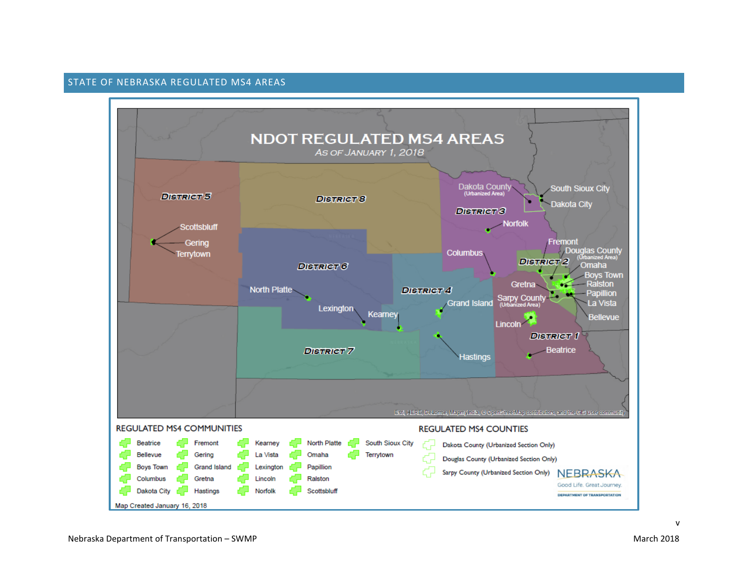## STATE OF NEBRASKA REGULATED MS4 AREAS

# NDOT REGULATED MS4 AREAS

As of January 1, 2018

District 5, District 8, District 3, District 2, District 6, District 4, District 1, District 7

Scottsbluff, Gering, Terrytown, North Platte, Lexington, Kearney, Grand Island, Hastings, Columbus, Norfolk, Dakota County (Urbanized Area), South Sioux City, Dakota City, Fremont, Douglas County (Urbanized Area), Omaha, Boys Town, Ralston, Papillion, La Vista, Bellevue, Gretna, Sarpy County (Urbanized Area), Lincoln, Beatrice

Esri, HERE, DeLorme, MapmyIndia, © OpenStreetMap contributors, and the GIS user community

### REGULATED MS4 COMMUNITIES

- Beatrice
- Bellevue
- Boys Town
- Columbus
- Dakota City
- Fremont
- Gering
- Grand Island
- Gretna
- Hastings
- Kearney
- La Vista
- Lexington
- Lincoln
- Norfolk
- North Platte
- Omaha
- Papillion
- Ralston
- Scottsbluff
- South Sioux City
- Terrytown

### REGULATED MS4 COUNTIES

- Dakota County (Urbanized Section Only)
- Douglas County (Urbanized Section Only)
- Sarpy County (Urbanized Section Only)

NEBRASKA Good Life. Great Journey. DEPARTMENT OF TRANSPORTATION

Map Created January 16, 2018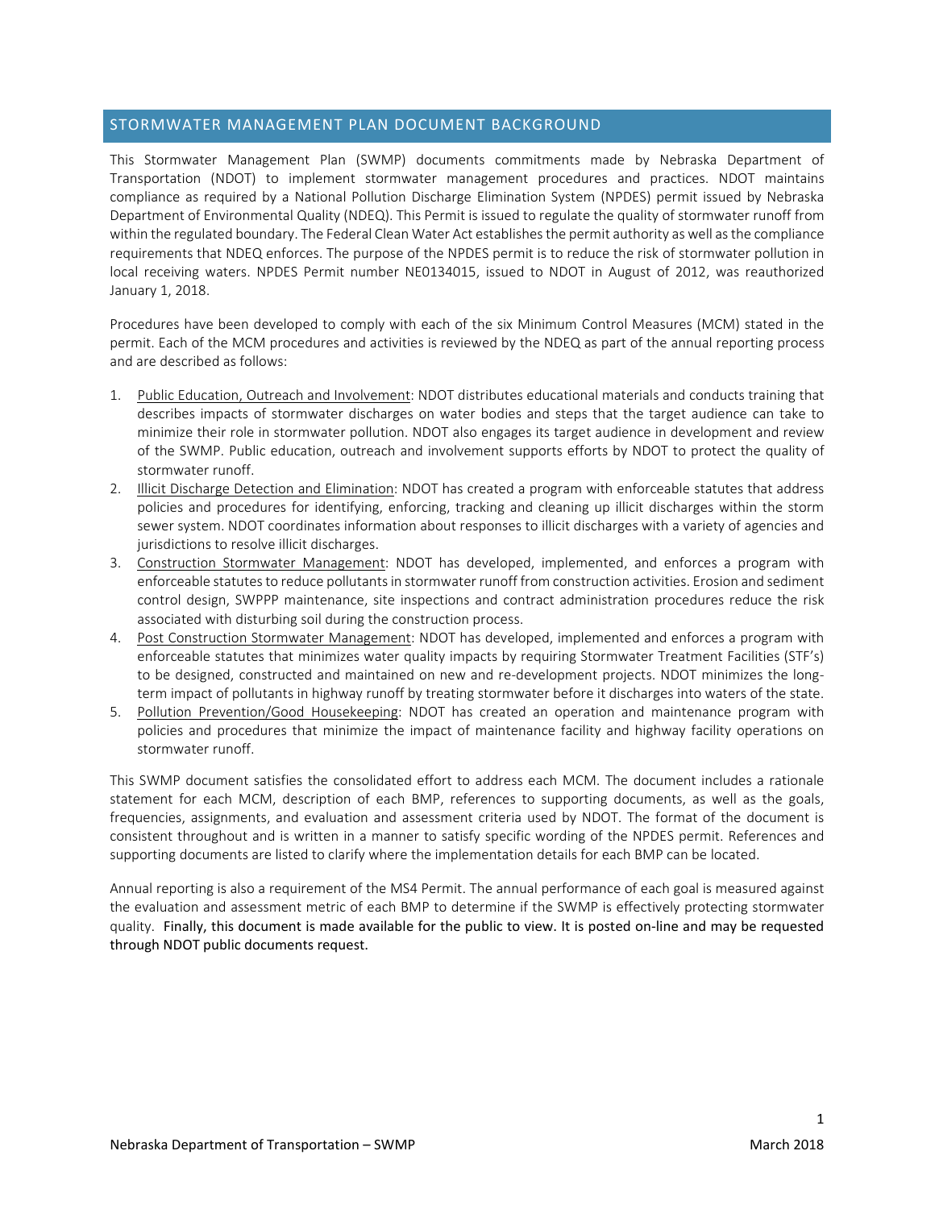## STORMWATER MANAGEMENT PLAN DOCUMENT BACKGROUND

This Stormwater Management Plan (SWMP) documents commitments made by Nebraska Department of Transportation (NDOT) to implement stormwater management procedures and practices. NDOT maintains compliance as required by a National Pollution Discharge Elimination System (NPDES) permit issued by Nebraska Department of Environmental Quality (NDEQ). This Permit is issued to regulate the quality of stormwater runoff from within the regulated boundary. The Federal Clean Water Act establishes the permit authority as well as the compliance requirements that NDEQ enforces. The purpose of the NPDES permit is to reduce the risk of stormwater pollution in local receiving waters. NPDES Permit number NE0134015, issued to NDOT in August of 2012, was reauthorized January 1, 2018.

Procedures have been developed to comply with each of the six Minimum Control Measures (MCM) stated in the permit. Each of the MCM procedures and activities is reviewed by the NDEQ as part of the annual reporting process and are described as follows:

1. Public Education, Outreach and Involvement: NDOT distributes educational materials and conducts training that describes impacts of stormwater discharges on water bodies and steps that the target audience can take to minimize their role in stormwater pollution. NDOT also engages its target audience in development and review of the SWMP. Public education, outreach and involvement supports efforts by NDOT to protect the quality of stormwater runoff.
2. Illicit Discharge Detection and Elimination: NDOT has created a program with enforceable statutes that address policies and procedures for identifying, enforcing, tracking and cleaning up illicit discharges within the storm sewer system. NDOT coordinates information about responses to illicit discharges with a variety of agencies and jurisdictions to resolve illicit discharges.
3. Construction Stormwater Management: NDOT has developed, implemented, and enforces a program with enforceable statutes to reduce pollutants in stormwater runoff from construction activities. Erosion and sediment control design, SWPPP maintenance, site inspections and contract administration procedures reduce the risk associated with disturbing soil during the construction process.
4. Post Construction Stormwater Management: NDOT has developed, implemented and enforces a program with enforceable statutes that minimizes water quality impacts by requiring Stormwater Treatment Facilities (STF's) to be designed, constructed and maintained on new and re-development projects. NDOT minimizes the long-term impact of pollutants in highway runoff by treating stormwater before it discharges into waters of the state.
5. Pollution Prevention/Good Housekeeping: NDOT has created an operation and maintenance program with policies and procedures that minimize the impact of maintenance facility and highway facility operations on stormwater runoff.

This SWMP document satisfies the consolidated effort to address each MCM. The document includes a rationale statement for each MCM, description of each BMP, references to supporting documents, as well as the goals, frequencies, assignments, and evaluation and assessment criteria used by NDOT. The format of the document is consistent throughout and is written in a manner to satisfy specific wording of the NPDES permit. References and supporting documents are listed to clarify where the implementation details for each BMP can be located.

Annual reporting is also a requirement of the MS4 Permit. The annual performance of each goal is measured against the evaluation and assessment metric of each BMP to determine if the SWMP is effectively protecting stormwater quality. Finally, this document is made available for the public to view. It is posted on-line and may be requested through NDOT public documents request.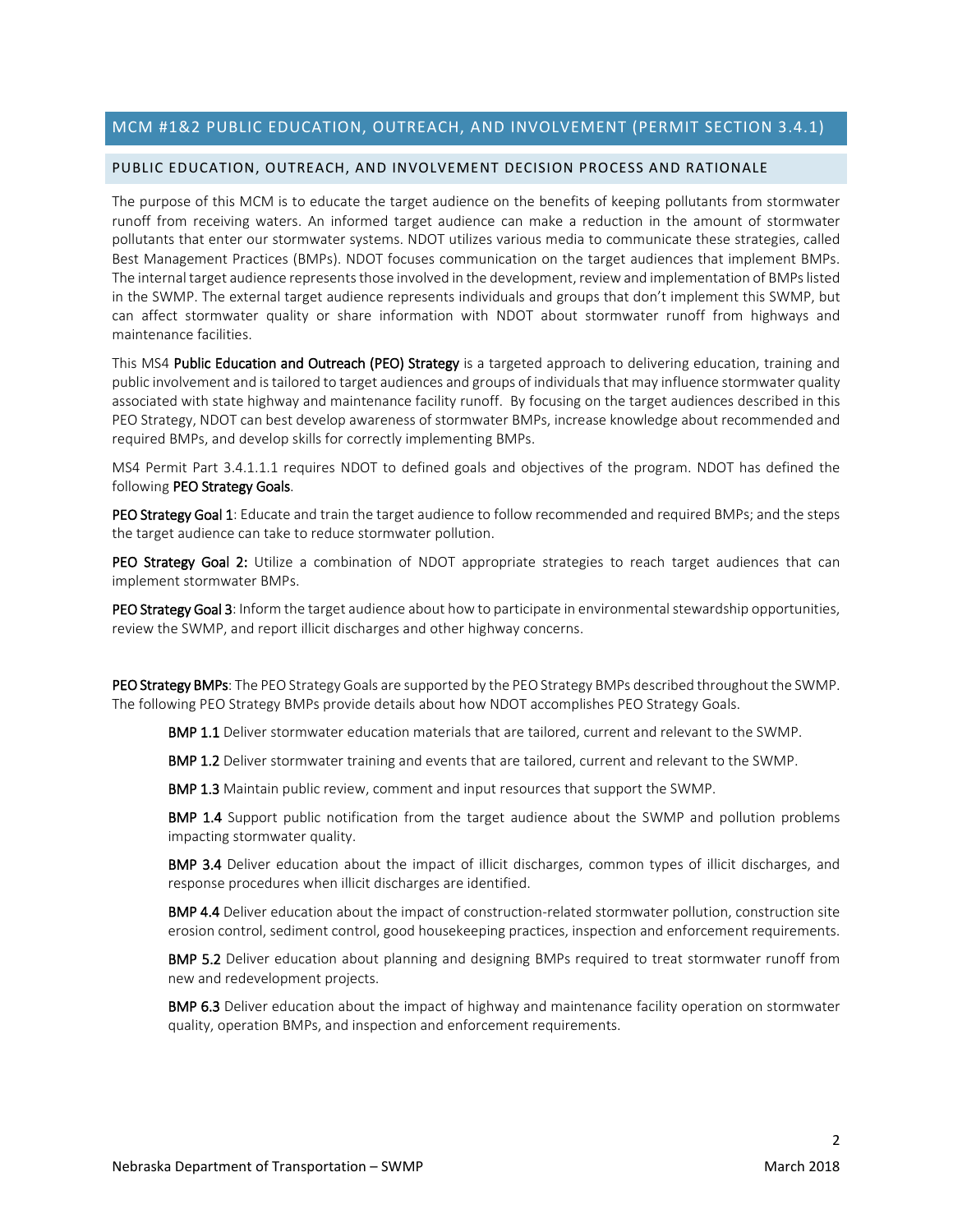## MCM #1&2 PUBLIC EDUCATION, OUTREACH, AND INVOLVEMENT (PERMIT SECTION 3.4.1)

### PUBLIC EDUCATION, OUTREACH, AND INVOLVEMENT DECISION PROCESS AND RATIONALE

The purpose of this MCM is to educate the target audience on the benefits of keeping pollutants from stormwater runoff from receiving waters. An informed target audience can make a reduction in the amount of stormwater pollutants that enter our stormwater systems. NDOT utilizes various media to communicate these strategies, called Best Management Practices (BMPs). NDOT focuses communication on the target audiences that implement BMPs. The internal target audience represents those involved in the development, review and implementation of BMPs listed in the SWMP. The external target audience represents individuals and groups that don't implement this SWMP, but can affect stormwater quality or share information with NDOT about stormwater runoff from highways and maintenance facilities.

This MS4 **Public Education and Outreach (PEO) Strategy** is a targeted approach to delivering education, training and public involvement and is tailored to target audiences and groups of individuals that may influence stormwater quality associated with state highway and maintenance facility runoff. By focusing on the target audiences described in this PEO Strategy, NDOT can best develop awareness of stormwater BMPs, increase knowledge about recommended and required BMPs, and develop skills for correctly implementing BMPs.

MS4 Permit Part 3.4.1.1.1 requires NDOT to defined goals and objectives of the program. NDOT has defined the following **PEO Strategy Goals**.

**PEO Strategy Goal 1**: Educate and train the target audience to follow recommended and required BMPs; and the steps the target audience can take to reduce stormwater pollution.

**PEO Strategy Goal 2:** Utilize a combination of NDOT appropriate strategies to reach target audiences that can implement stormwater BMPs.

**PEO Strategy Goal 3**: Inform the target audience about how to participate in environmental stewardship opportunities, review the SWMP, and report illicit discharges and other highway concerns.

**PEO Strategy BMPs**: The PEO Strategy Goals are supported by the PEO Strategy BMPs described throughout the SWMP. The following PEO Strategy BMPs provide details about how NDOT accomplishes PEO Strategy Goals.

> **BMP 1.1** Deliver stormwater education materials that are tailored, current and relevant to the SWMP.
>
> **BMP 1.2** Deliver stormwater training and events that are tailored, current and relevant to the SWMP.
>
> **BMP 1.3** Maintain public review, comment and input resources that support the SWMP.
>
> **BMP 1.4** Support public notification from the target audience about the SWMP and pollution problems impacting stormwater quality.
>
> **BMP 3.4** Deliver education about the impact of illicit discharges, common types of illicit discharges, and response procedures when illicit discharges are identified.
>
> **BMP 4.4** Deliver education about the impact of construction-related stormwater pollution, construction site erosion control, sediment control, good housekeeping practices, inspection and enforcement requirements.
>
> **BMP 5.2** Deliver education about planning and designing BMPs required to treat stormwater runoff from new and redevelopment projects.
>
> **BMP 6.3** Deliver education about the impact of highway and maintenance facility operation on stormwater quality, operation BMPs, and inspection and enforcement requirements.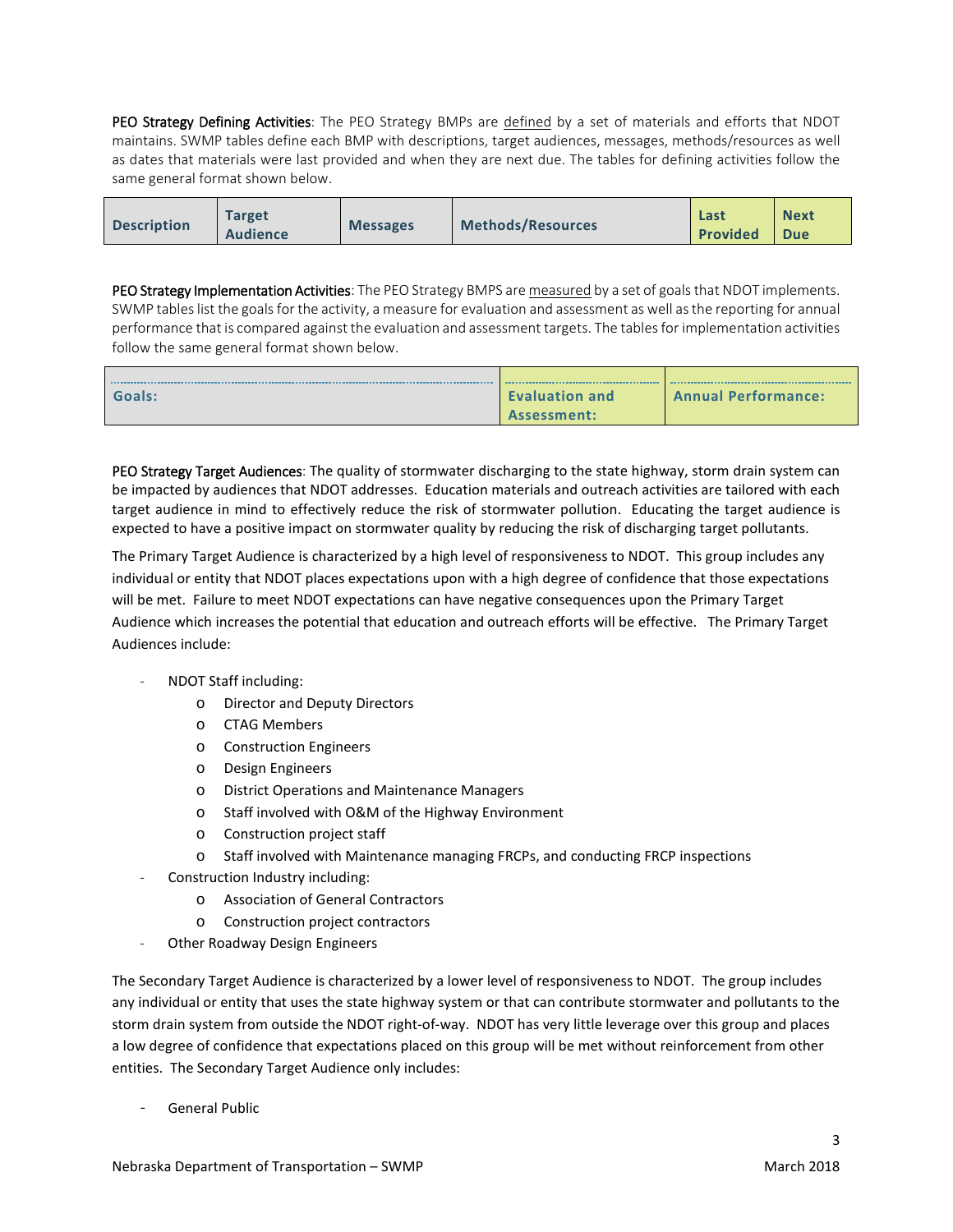**PEO Strategy Defining Activities**: The PEO Strategy BMPs are defined by a set of materials and efforts that NDOT maintains. SWMP tables define each BMP with descriptions, target audiences, messages, methods/resources as well as dates that materials were last provided and when they are next due. The tables for defining activities follow the same general format shown below.

| Description | Target Audience | Messages | Methods/Resources | Last Provided | Next Due |
|---|---|---|---|---|---|

**PEO Strategy Implementation Activities**: The PEO Strategy BMPS are measured by a set of goals that NDOT implements. SWMP tables list the goals for the activity, a measure for evaluation and assessment as well as the reporting for annual performance that is compared against the evaluation and assessment targets. The tables for implementation activities follow the same general format shown below.

| Goals: | Evaluation and Assessment: | Annual Performance: |
|---|---|---|

**PEO Strategy Target Audiences**: The quality of stormwater discharging to the state highway, storm drain system can be impacted by audiences that NDOT addresses. Education materials and outreach activities are tailored with each target audience in mind to effectively reduce the risk of stormwater pollution. Educating the target audience is expected to have a positive impact on stormwater quality by reducing the risk of discharging target pollutants.

The Primary Target Audience is characterized by a high level of responsiveness to NDOT. This group includes any individual or entity that NDOT places expectations upon with a high degree of confidence that those expectations will be met. Failure to meet NDOT expectations can have negative consequences upon the Primary Target Audience which increases the potential that education and outreach efforts will be effective. The Primary Target Audiences include:

- NDOT Staff including:
  - Director and Deputy Directors
  - CTAG Members
  - Construction Engineers
  - Design Engineers
  - District Operations and Maintenance Managers
  - Staff involved with O&M of the Highway Environment
  - Construction project staff
  - Staff involved with Maintenance managing FRCPs, and conducting FRCP inspections
- Construction Industry including:
  - Association of General Contractors
  - Construction project contractors
- Other Roadway Design Engineers

The Secondary Target Audience is characterized by a lower level of responsiveness to NDOT. The group includes any individual or entity that uses the state highway system or that can contribute stormwater and pollutants to the storm drain system from outside the NDOT right-of-way. NDOT has very little leverage over this group and places a low degree of confidence that expectations placed on this group will be met without reinforcement from other entities. The Secondary Target Audience only includes:

- General Public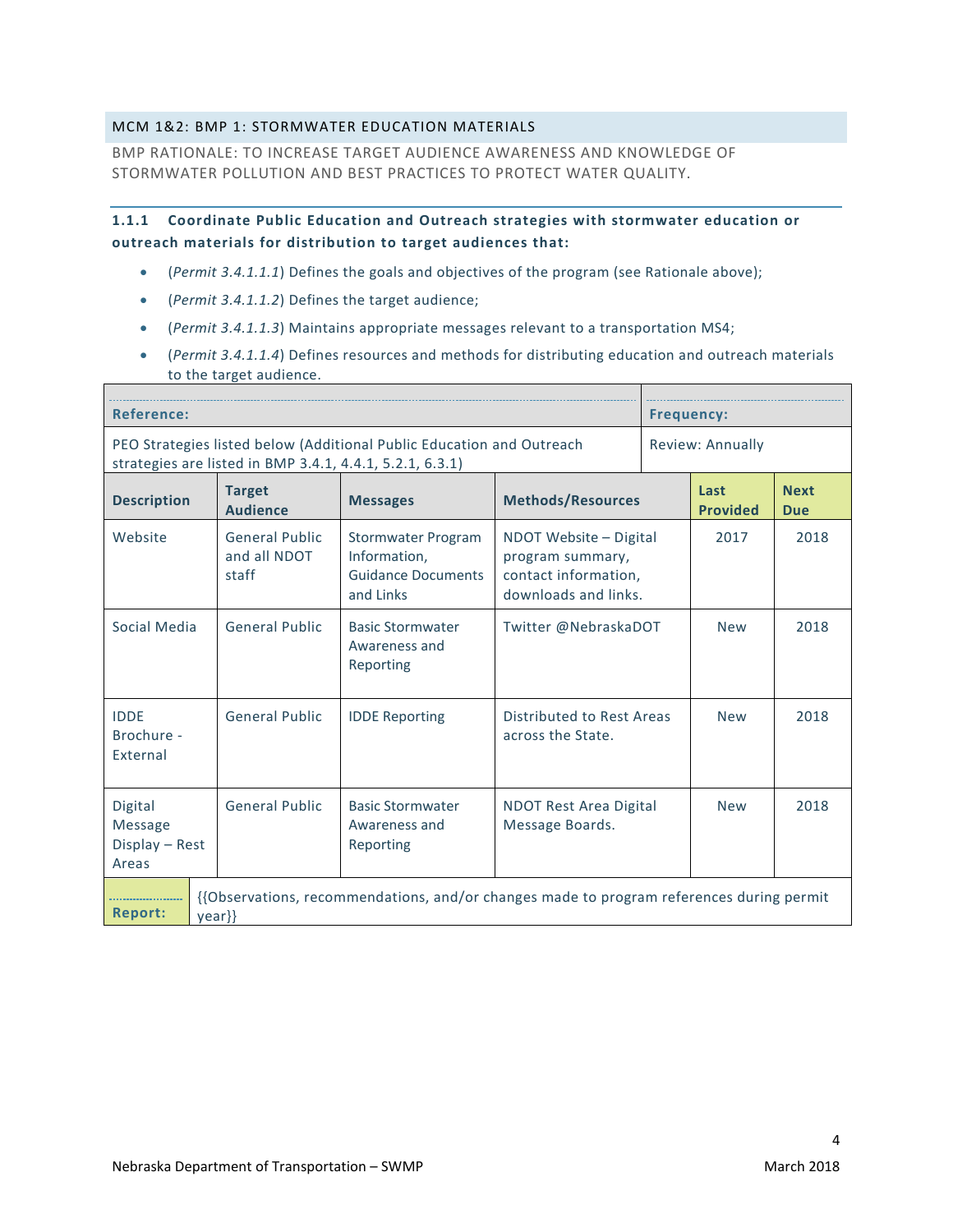## MCM 1&2: BMP 1: STORMWATER EDUCATION MATERIALS

BMP RATIONALE: TO INCREASE TARGET AUDIENCE AWARENESS AND KNOWLEDGE OF STORMWATER POLLUTION AND BEST PRACTICES TO PROTECT WATER QUALITY.

### 1.1.1 Coordinate Public Education and Outreach strategies with stormwater education or outreach materials for distribution to target audiences that:

- (*Permit 3.4.1.1.1*) Defines the goals and objectives of the program (see Rationale above);
- (*Permit 3.4.1.1.2*) Defines the target audience;
- (*Permit 3.4.1.1.3*) Maintains appropriate messages relevant to a transportation MS4;
- (*Permit 3.4.1.1.4*) Defines resources and methods for distributing education and outreach materials to the target audience.

| **Reference:** | | | | **Frequency:** | |
|---|---|---|---|---|---|
| PEO Strategies listed below (Additional Public Education and Outreach strategies are listed in BMP 3.4.1, 4.4.1, 5.2.1, 6.3.1) | | | | Review: Annually | |
| **Description** | **Target Audience** | **Messages** | **Methods/Resources** | **Last Provided** | **Next Due** |
| Website | General Public and all NDOT staff | Stormwater Program Information, Guidance Documents and Links | NDOT Website – Digital program summary, contact information, downloads and links. | 2017 | 2018 |
| Social Media | General Public | Basic Stormwater Awareness and Reporting | Twitter @NebraskaDOT | New | 2018 |
| IDDE Brochure - External | General Public | IDDE Reporting | Distributed to Rest Areas across the State. | New | 2018 |
| Digital Message Display – Rest Areas | General Public | Basic Stormwater Awareness and Reporting | NDOT Rest Area Digital Message Boards. | New | 2018 |
| **Report:** | {{Observations, recommendations, and/or changes made to program references during permit year}} | | | | |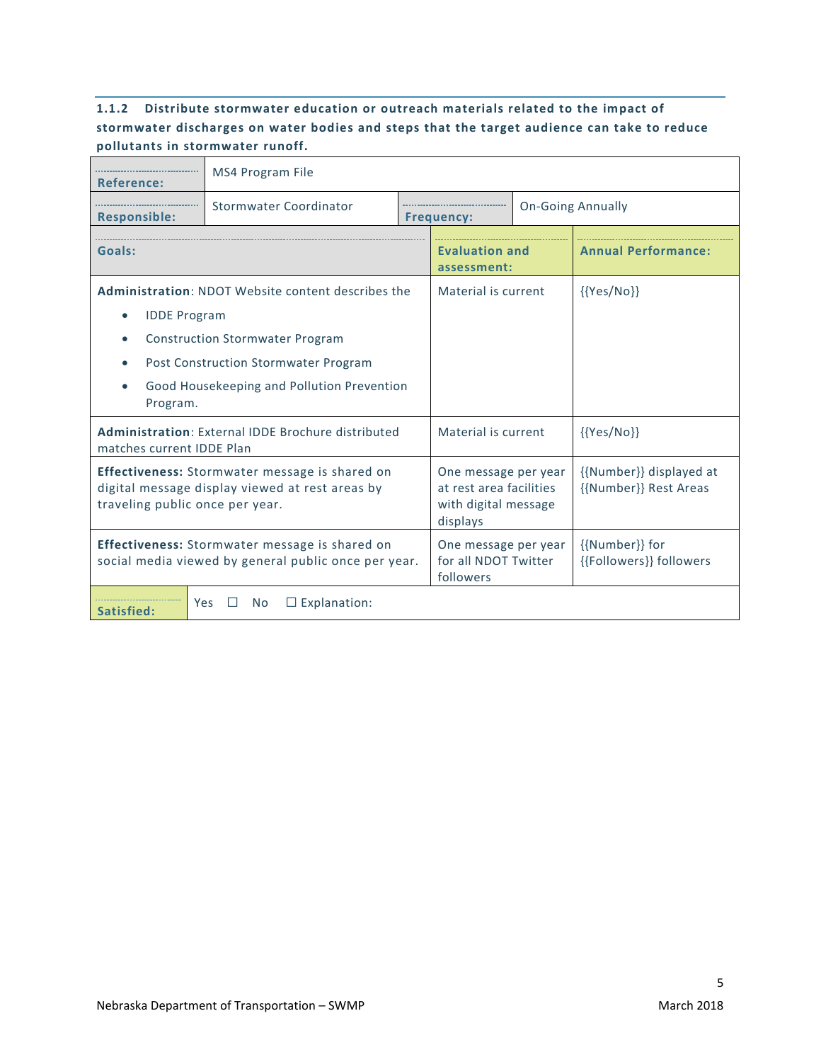### 1.1.2 Distribute stormwater education or outreach materials related to the impact of stormwater discharges on water bodies and steps that the target audience can take to reduce pollutants in stormwater runoff.

| **Reference:** | MS4 Program File | | |
|---|---|---|---|
| **Responsible:** | Stormwater Coordinator | **Frequency:** | On-Going Annually |

| **Goals:** | **Evaluation and assessment:** | **Annual Performance:** |
|---|---|---|
| **Administration**: NDOT Website content describes the<br>• IDDE Program<br>• Construction Stormwater Program<br>• Post Construction Stormwater Program<br>• Good Housekeeping and Pollution Prevention Program. | Material is current | {{Yes/No}} |
| **Administration**: External IDDE Brochure distributed matches current IDDE Plan | Material is current | {{Yes/No}} |
| **Effectiveness:** Stormwater message is shared on digital message display viewed at rest areas by traveling public once per year. | One message per year at rest area facilities with digital message displays | {{Number}} displayed at {{Number}} Rest Areas |
| **Effectiveness:** Stormwater message is shared on social media viewed by general public once per year. | One message per year for all NDOT Twitter followers | {{Number}} for {{Followers}} followers |

| **Satisfied:** | Yes ☐ No ☐ Explanation: |
|---|---|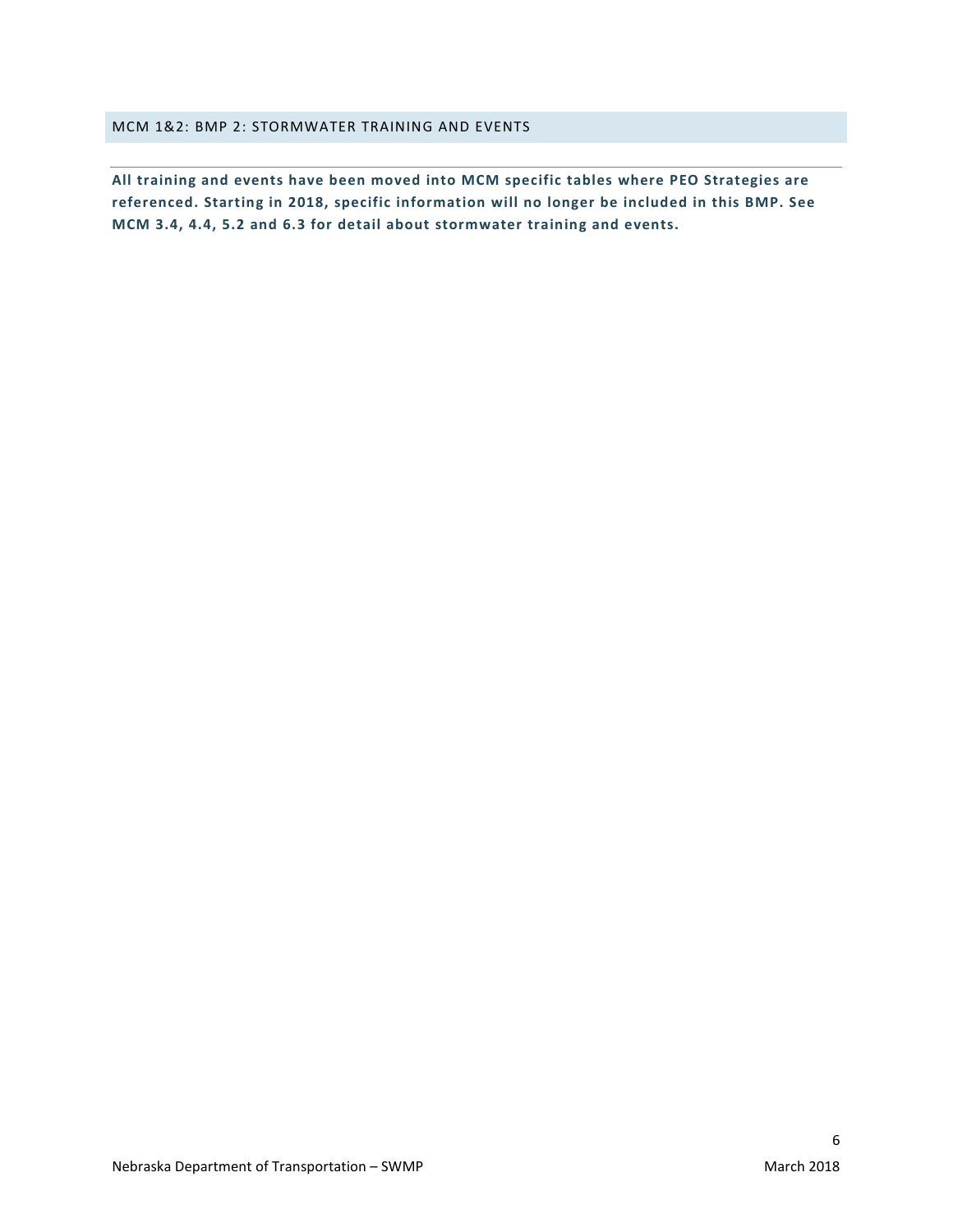## MCM 1&2: BMP 2: STORMWATER TRAINING AND EVENTS

**All training and events have been moved into MCM specific tables where PEO Strategies are referenced. Starting in 2018, specific information will no longer be included in this BMP. See MCM 3.4, 4.4, 5.2 and 6.3 for detail about stormwater training and events.**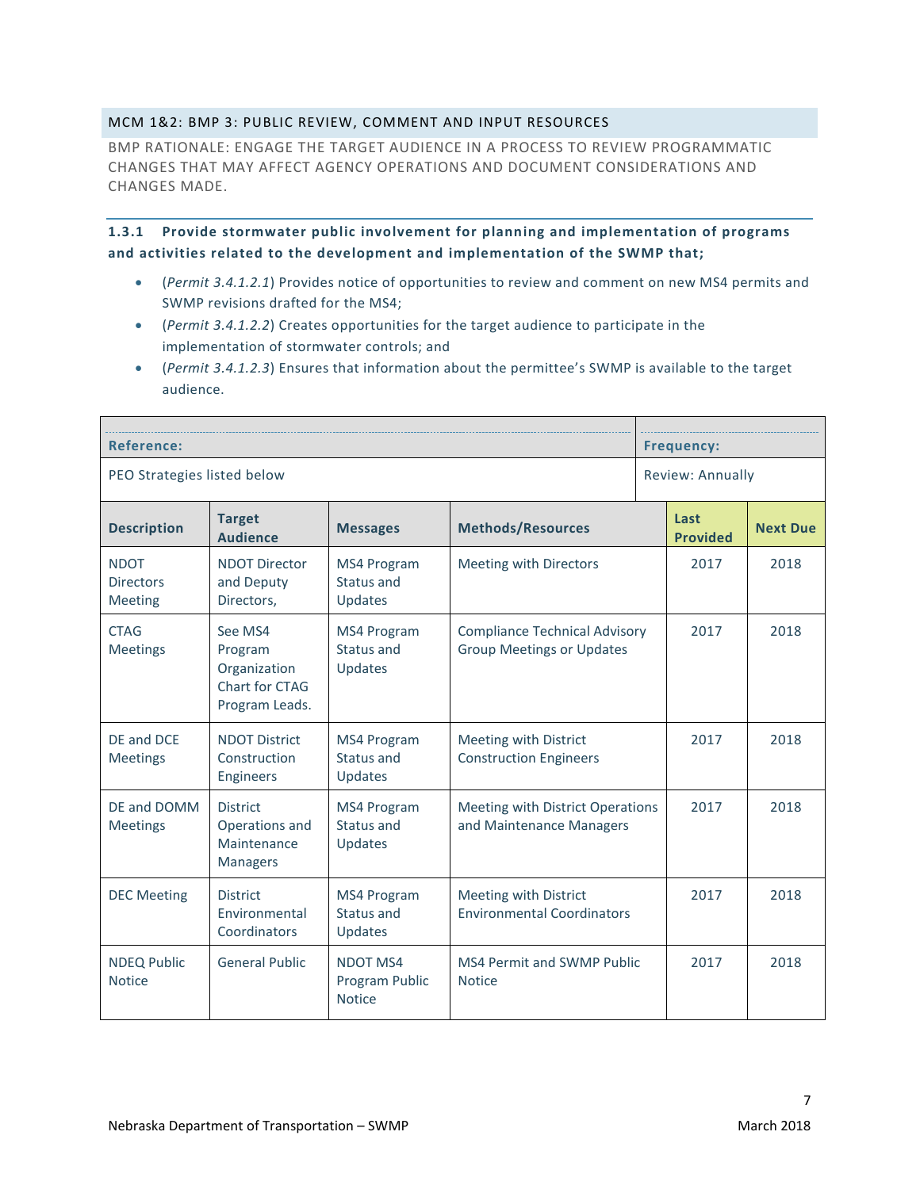## MCM 1&2: BMP 3: PUBLIC REVIEW, COMMENT AND INPUT RESOURCES

BMP RATIONALE: ENGAGE THE TARGET AUDIENCE IN A PROCESS TO REVIEW PROGRAMMATIC CHANGES THAT MAY AFFECT AGENCY OPERATIONS AND DOCUMENT CONSIDERATIONS AND CHANGES MADE.

### 1.3.1 Provide stormwater public involvement for planning and implementation of programs and activities related to the development and implementation of the SWMP that;

- (*Permit 3.4.1.2.1*) Provides notice of opportunities to review and comment on new MS4 permits and SWMP revisions drafted for the MS4;
- (*Permit 3.4.1.2.2*) Creates opportunities for the target audience to participate in the implementation of stormwater controls; and
- (*Permit 3.4.1.2.3*) Ensures that information about the permittee's SWMP is available to the target audience.

| **Reference:** | | | | **Frequency:** | |
|---|---|---|---|---|---|
| PEO Strategies listed below | | | | Review: Annually | |
| **Description** | **Target Audience** | **Messages** | **Methods/Resources** | **Last Provided** | **Next Due** |
| NDOT Directors Meeting | NDOT Director and Deputy Directors, | MS4 Program Status and Updates | Meeting with Directors | 2017 | 2018 |
| CTAG Meetings | See MS4 Program Organization Chart for CTAG Program Leads. | MS4 Program Status and Updates | Compliance Technical Advisory Group Meetings or Updates | 2017 | 2018 |
| DE and DCE Meetings | NDOT District Construction Engineers | MS4 Program Status and Updates | Meeting with District Construction Engineers | 2017 | 2018 |
| DE and DOMM Meetings | District Operations and Maintenance Managers | MS4 Program Status and Updates | Meeting with District Operations and Maintenance Managers | 2017 | 2018 |
| DEC Meeting | District Environmental Coordinators | MS4 Program Status and Updates | Meeting with District Environmental Coordinators | 2017 | 2018 |
| NDEQ Public Notice | General Public | NDOT MS4 Program Public Notice | MS4 Permit and SWMP Public Notice | 2017 | 2018 |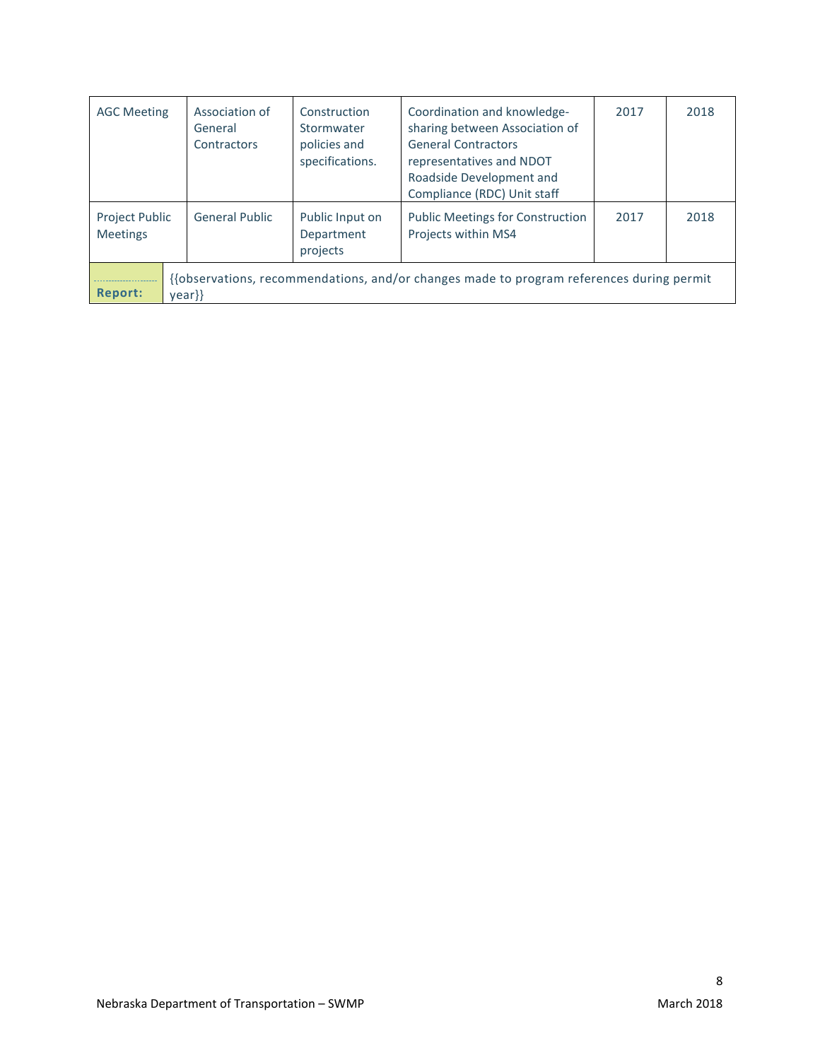| | | | | | |
|---|---|---|---|---|---|
| AGC Meeting | Association of General Contractors | Construction Stormwater policies and specifications. | Coordination and knowledge-sharing between Association of General Contractors representatives and NDOT Roadside Development and Compliance (RDC) Unit staff | 2017 | 2018 |
| Project Public Meetings | General Public | Public Input on Department projects | Public Meetings for Construction Projects within MS4 | 2017 | 2018 |
| **Report:** | {{observations, recommendations, and/or changes made to program references during permit year}} | | | | |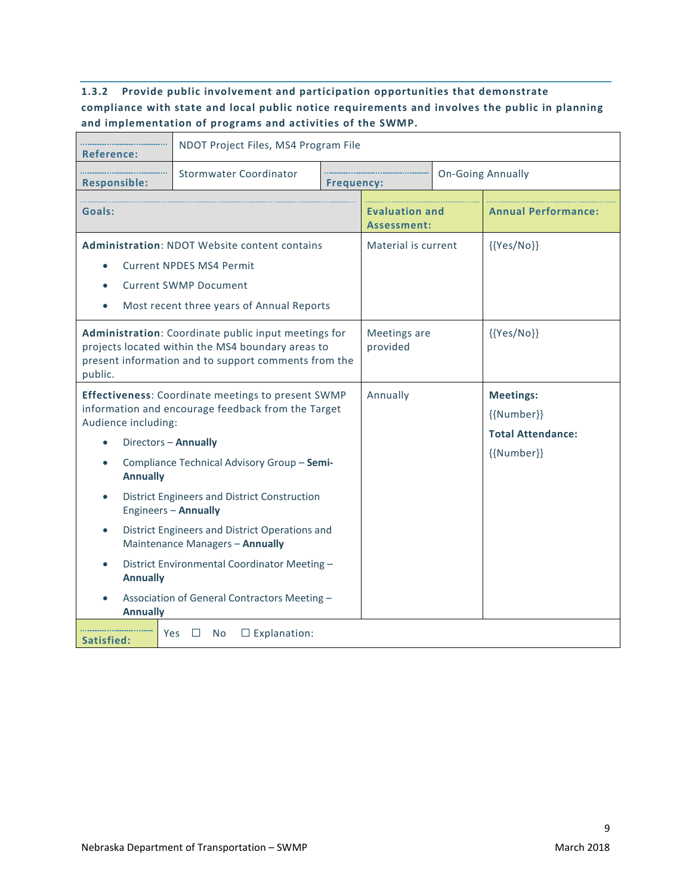#### 1.3.2 Provide public involvement and participation opportunities that demonstrate compliance with state and local public notice requirements and involves the public in planning and implementation of programs and activities of the SWMP.

| Reference: | NDOT Project Files, MS4 Program File | | |
|---|---|---|---|
| **Responsible:** | Stormwater Coordinator | **Frequency:** | On-Going Annually |

| Goals: | Evaluation and Assessment: | Annual Performance: |
|---|---|---|
| **Administration**: NDOT Website content contains<br>• Current NPDES MS4 Permit<br>• Current SWMP Document<br>• Most recent three years of Annual Reports | Material is current | {{Yes/No}} |
| **Administration**: Coordinate public input meetings for projects located within the MS4 boundary areas to present information and to support comments from the public. | Meetings are provided | {{Yes/No}} |
| **Effectiveness**: Coordinate meetings to present SWMP information and encourage feedback from the Target Audience including:<br>• Directors – **Annually**<br>• Compliance Technical Advisory Group – **Semi-Annually**<br>• District Engineers and District Construction Engineers – **Annually**<br>• District Engineers and District Operations and Maintenance Managers – **Annually**<br>• District Environmental Coordinator Meeting – **Annually**<br>• Association of General Contractors Meeting – **Annually** | Annually | **Meetings:**<br>{{Number}}<br>**Total Attendance:**<br>{{Number}} |

| Satisfied: | Yes ☐ No ☐ Explanation: |
|---|---|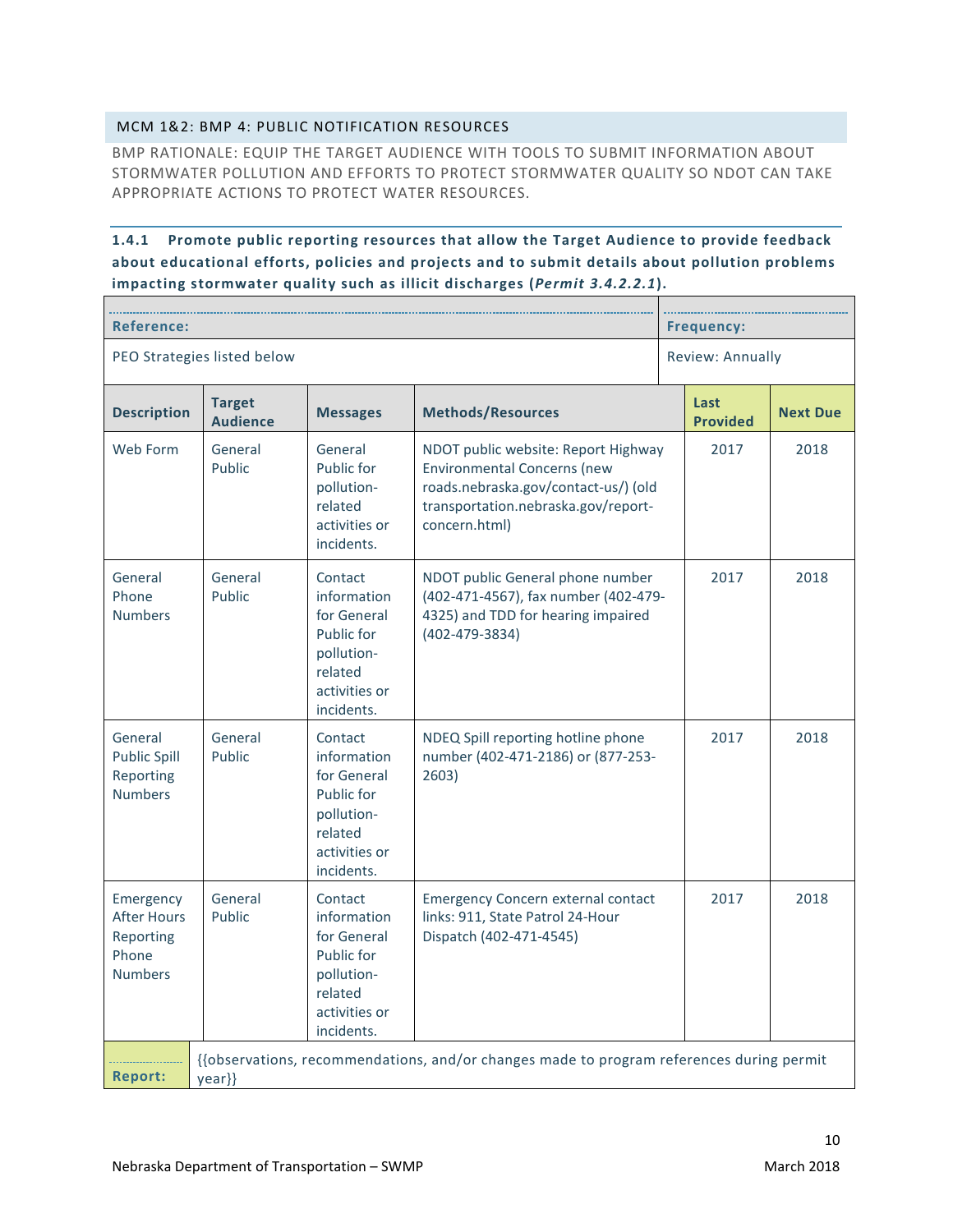## MCM 1&2: BMP 4: PUBLIC NOTIFICATION RESOURCES

BMP RATIONALE: EQUIP THE TARGET AUDIENCE WITH TOOLS TO SUBMIT INFORMATION ABOUT STORMWATER POLLUTION AND EFFORTS TO PROTECT STORMWATER QUALITY SO NDOT CAN TAKE APPROPRIATE ACTIONS TO PROTECT WATER RESOURCES.

### 1.4.1 Promote public reporting resources that allow the Target Audience to provide feedback about educational efforts, policies and projects and to submit details about pollution problems impacting stormwater quality such as illicit discharges (*Permit 3.4.2.2.1*).

| **Reference:** | | | | **Frequency:** | |
|---|---|---|---|---|---|
| PEO Strategies listed below | | | | Review: Annually | |
| **Description** | **Target Audience** | **Messages** | **Methods/Resources** | **Last Provided** | **Next Due** |
| Web Form | General Public | General Public for pollution-related activities or incidents. | NDOT public website: Report Highway Environmental Concerns (new roads.nebraska.gov/contact-us/) (old transportation.nebraska.gov/report-concern.html) | 2017 | 2018 |
| General Phone Numbers | General Public | Contact information for General Public for pollution-related activities or incidents. | NDOT public General phone number (402-471-4567), fax number (402-479-4325) and TDD for hearing impaired (402-479-3834) | 2017 | 2018 |
| General Public Spill Reporting Numbers | General Public | Contact information for General Public for pollution-related activities or incidents. | NDEQ Spill reporting hotline phone number (402-471-2186) or (877-253-2603) | 2017 | 2018 |
| Emergency After Hours Reporting Phone Numbers | General Public | Contact information for General Public for pollution-related activities or incidents. | Emergency Concern external contact links: 911, State Patrol 24-Hour Dispatch (402-471-4545) | 2017 | 2018 |
| **Report:** | {{observations, recommendations, and/or changes made to program references during permit year}} | | | | |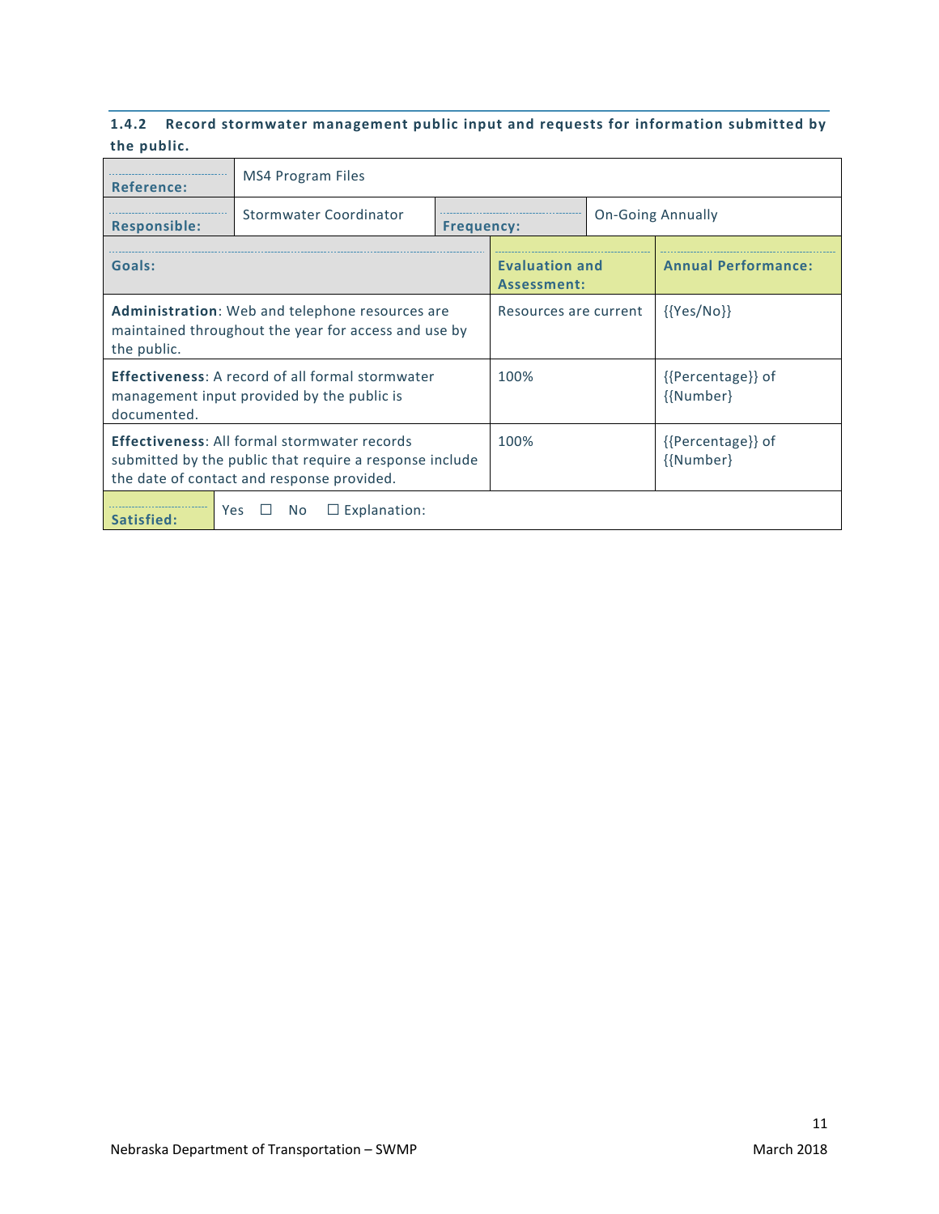### 1.4.2 Record stormwater management public input and requests for information submitted by the public.

| Reference: | MS4 Program Files | | |
|---|---|---|---|
| **Responsible:** | Stormwater Coordinator | **Frequency:** | On-Going Annually |

| Goals: | Evaluation and Assessment: | Annual Performance: |
|---|---|---|
| **Administration**: Web and telephone resources are maintained throughout the year for access and use by the public. | Resources are current | {{Yes/No}} |
| **Effectiveness**: A record of all formal stormwater management input provided by the public is documented. | 100% | {{Percentage}} of {{Number} |
| **Effectiveness**: All formal stormwater records submitted by the public that require a response include the date of contact and response provided. | 100% | {{Percentage}} of {{Number} |

**Satisfied:** Yes ☐ No ☐ Explanation: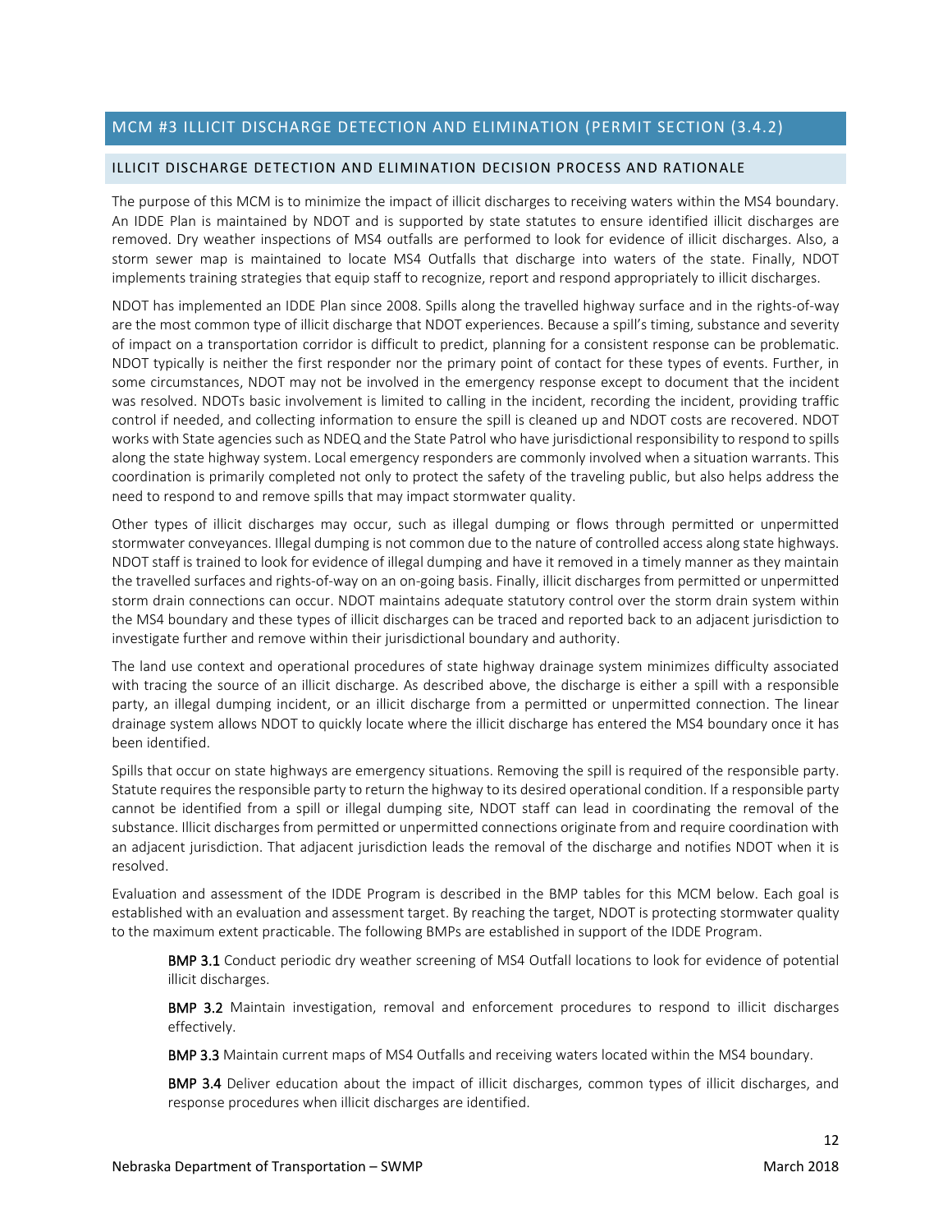## MCM #3 ILLICIT DISCHARGE DETECTION AND ELIMINATION (PERMIT SECTION (3.4.2)

### ILLICIT DISCHARGE DETECTION AND ELIMINATION DECISION PROCESS AND RATIONALE

The purpose of this MCM is to minimize the impact of illicit discharges to receiving waters within the MS4 boundary. An IDDE Plan is maintained by NDOT and is supported by state statutes to ensure identified illicit discharges are removed. Dry weather inspections of MS4 outfalls are performed to look for evidence of illicit discharges. Also, a storm sewer map is maintained to locate MS4 Outfalls that discharge into waters of the state. Finally, NDOT implements training strategies that equip staff to recognize, report and respond appropriately to illicit discharges.

NDOT has implemented an IDDE Plan since 2008. Spills along the travelled highway surface and in the rights-of-way are the most common type of illicit discharge that NDOT experiences. Because a spill's timing, substance and severity of impact on a transportation corridor is difficult to predict, planning for a consistent response can be problematic. NDOT typically is neither the first responder nor the primary point of contact for these types of events. Further, in some circumstances, NDOT may not be involved in the emergency response except to document that the incident was resolved. NDOTs basic involvement is limited to calling in the incident, recording the incident, providing traffic control if needed, and collecting information to ensure the spill is cleaned up and NDOT costs are recovered. NDOT works with State agencies such as NDEQ and the State Patrol who have jurisdictional responsibility to respond to spills along the state highway system. Local emergency responders are commonly involved when a situation warrants. This coordination is primarily completed not only to protect the safety of the traveling public, but also helps address the need to respond to and remove spills that may impact stormwater quality.

Other types of illicit discharges may occur, such as illegal dumping or flows through permitted or unpermitted stormwater conveyances. Illegal dumping is not common due to the nature of controlled access along state highways. NDOT staff is trained to look for evidence of illegal dumping and have it removed in a timely manner as they maintain the travelled surfaces and rights-of-way on an on-going basis. Finally, illicit discharges from permitted or unpermitted storm drain connections can occur. NDOT maintains adequate statutory control over the storm drain system within the MS4 boundary and these types of illicit discharges can be traced and reported back to an adjacent jurisdiction to investigate further and remove within their jurisdictional boundary and authority.

The land use context and operational procedures of state highway drainage system minimizes difficulty associated with tracing the source of an illicit discharge. As described above, the discharge is either a spill with a responsible party, an illegal dumping incident, or an illicit discharge from a permitted or unpermitted connection. The linear drainage system allows NDOT to quickly locate where the illicit discharge has entered the MS4 boundary once it has been identified.

Spills that occur on state highways are emergency situations. Removing the spill is required of the responsible party. Statute requires the responsible party to return the highway to its desired operational condition. If a responsible party cannot be identified from a spill or illegal dumping site, NDOT staff can lead in coordinating the removal of the substance. Illicit discharges from permitted or unpermitted connections originate from and require coordination with an adjacent jurisdiction. That adjacent jurisdiction leads the removal of the discharge and notifies NDOT when it is resolved.

Evaluation and assessment of the IDDE Program is described in the BMP tables for this MCM below. Each goal is established with an evaluation and assessment target. By reaching the target, NDOT is protecting stormwater quality to the maximum extent practicable. The following BMPs are established in support of the IDDE Program.

**BMP 3.1** Conduct periodic dry weather screening of MS4 Outfall locations to look for evidence of potential illicit discharges.

**BMP 3.2** Maintain investigation, removal and enforcement procedures to respond to illicit discharges effectively.

**BMP 3.3** Maintain current maps of MS4 Outfalls and receiving waters located within the MS4 boundary.

**BMP 3.4** Deliver education about the impact of illicit discharges, common types of illicit discharges, and response procedures when illicit discharges are identified.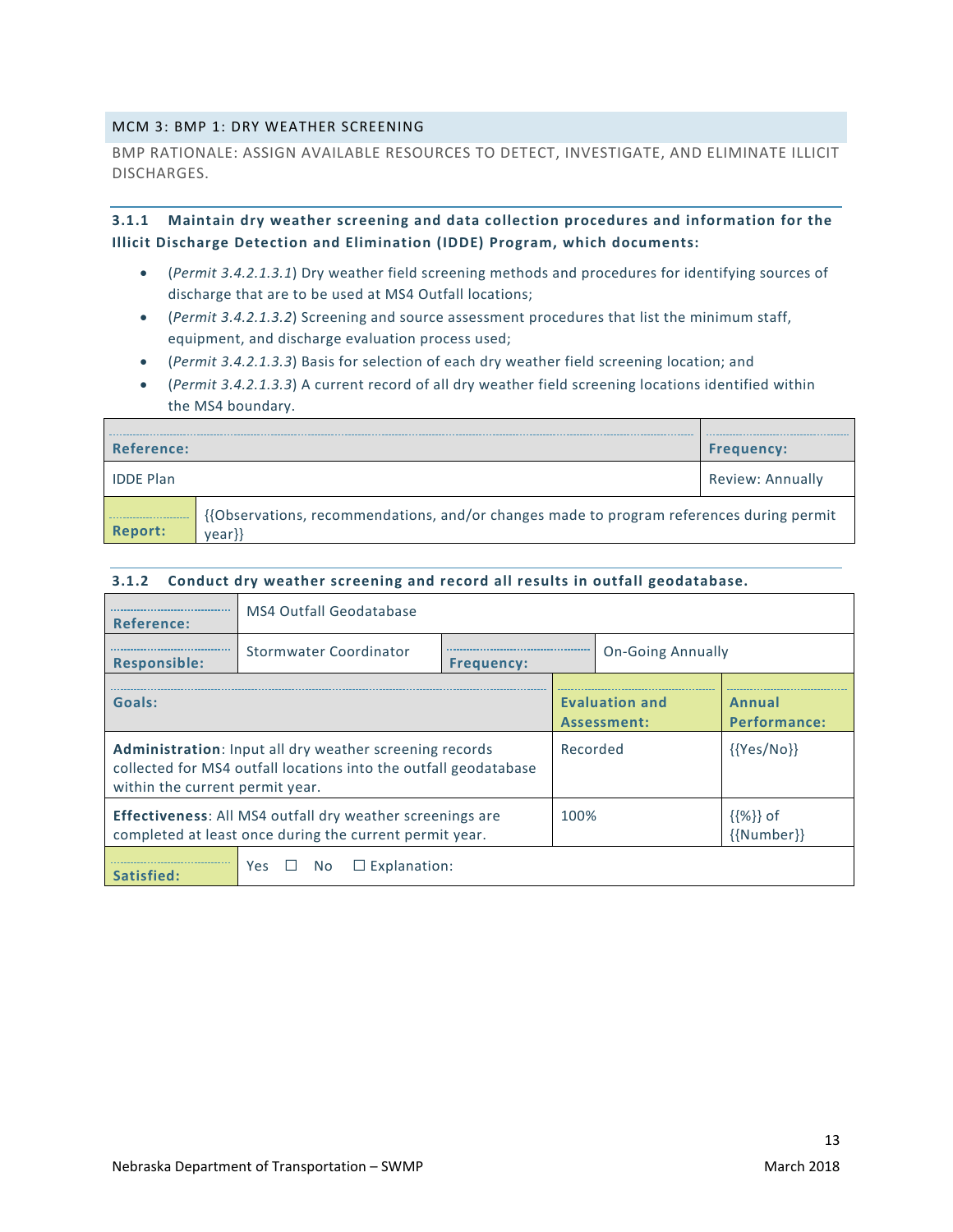## MCM 3: BMP 1: DRY WEATHER SCREENING

BMP RATIONALE: ASSIGN AVAILABLE RESOURCES TO DETECT, INVESTIGATE, AND ELIMINATE ILLICIT DISCHARGES.

### 3.1.1 Maintain dry weather screening and data collection procedures and information for the Illicit Discharge Detection and Elimination (IDDE) Program, which documents:

- (*Permit 3.4.2.1.3.1*) Dry weather field screening methods and procedures for identifying sources of discharge that are to be used at MS4 Outfall locations;
- (*Permit 3.4.2.1.3.2*) Screening and source assessment procedures that list the minimum staff, equipment, and discharge evaluation process used;
- (*Permit 3.4.2.1.3.3*) Basis for selection of each dry weather field screening location; and
- (*Permit 3.4.2.1.3.3*) A current record of all dry weather field screening locations identified within the MS4 boundary.

| Reference: | | Frequency: |
|---|---|---|
| IDDE Plan | | Review: Annually |
| **Report:** | {{Observations, recommendations, and/or changes made to program references during permit year}} | |

### 3.1.2 Conduct dry weather screening and record all results in outfall geodatabase.

| **Reference:** | MS4 Outfall Geodatabase | | |
|---|---|---|---|
| **Responsible:** | Stormwater Coordinator | **Frequency:** | On-Going Annually |

| Goals: | Evaluation and Assessment: | Annual Performance: |
|---|---|---|
| **Administration**: Input all dry weather screening records collected for MS4 outfall locations into the outfall geodatabase within the current permit year. | Recorded | {{Yes/No}} |
| **Effectiveness**: All MS4 outfall dry weather screenings are completed at least once during the current permit year. | 100% | {{%}} of {{Number}} |
| **Satisfied:** | Yes ☐ No ☐ Explanation: | |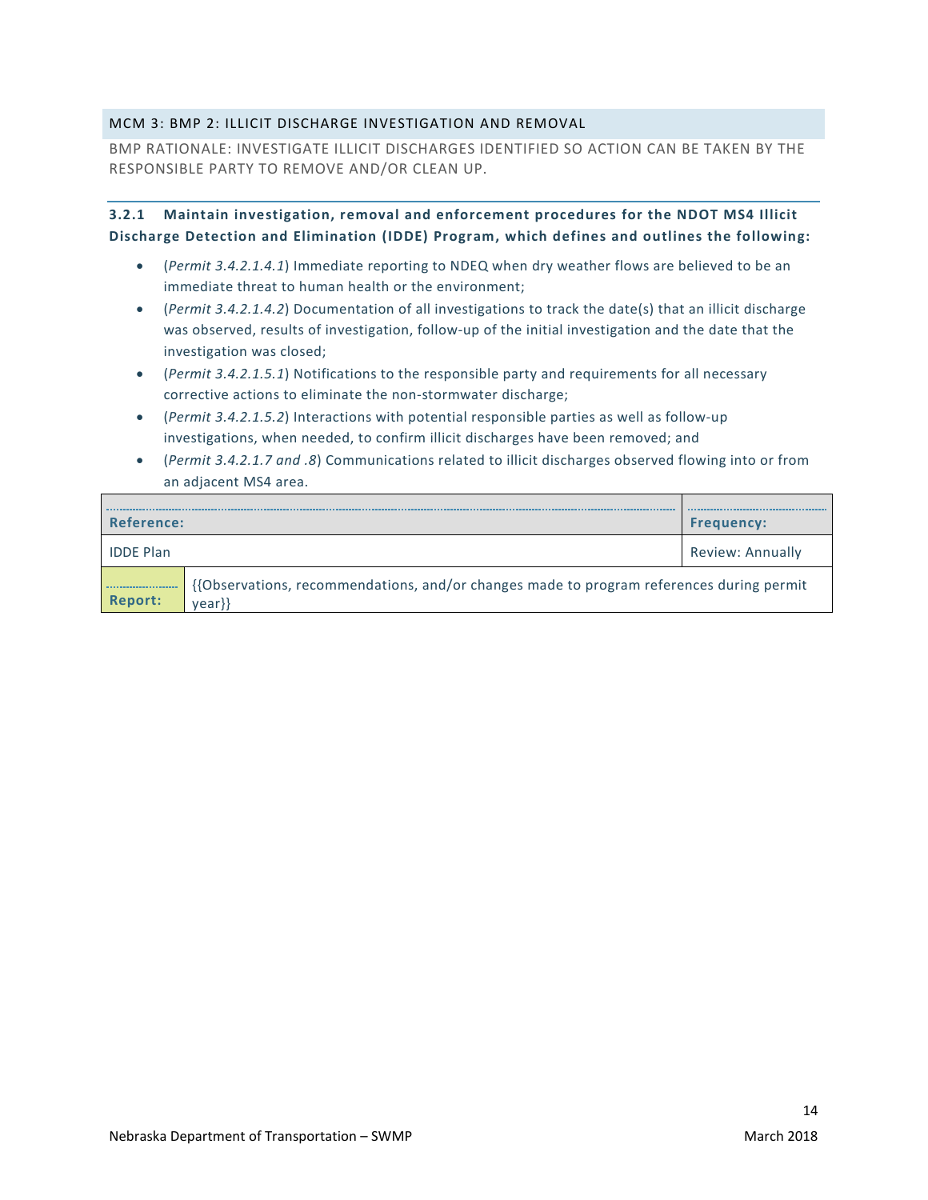## MCM 3: BMP 2: ILLICIT DISCHARGE INVESTIGATION AND REMOVAL

BMP RATIONALE: INVESTIGATE ILLICIT DISCHARGES IDENTIFIED SO ACTION CAN BE TAKEN BY THE RESPONSIBLE PARTY TO REMOVE AND/OR CLEAN UP.

### 3.2.1 Maintain investigation, removal and enforcement procedures for the NDOT MS4 Illicit Discharge Detection and Elimination (IDDE) Program, which defines and outlines the following:

- (*Permit 3.4.2.1.4.1*) Immediate reporting to NDEQ when dry weather flows are believed to be an immediate threat to human health or the environment;
- (*Permit 3.4.2.1.4.2*) Documentation of all investigations to track the date(s) that an illicit discharge was observed, results of investigation, follow-up of the initial investigation and the date that the investigation was closed;
- (*Permit 3.4.2.1.5.1*) Notifications to the responsible party and requirements for all necessary corrective actions to eliminate the non-stormwater discharge;
- (*Permit 3.4.2.1.5.2*) Interactions with potential responsible parties as well as follow-up investigations, when needed, to confirm illicit discharges have been removed; and
- (*Permit 3.4.2.1.7 and .8*) Communications related to illicit discharges observed flowing into or from an adjacent MS4 area.

| Reference: | | Frequency: |
|---|---|---|
| IDDE Plan | | Review: Annually |
| **Report:** | {{Observations, recommendations, and/or changes made to program references during permit year}} | |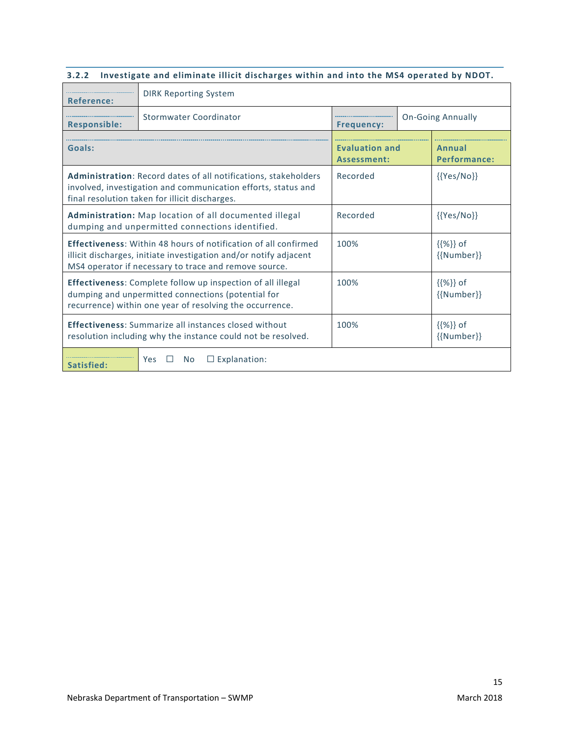### 3.2.2 Investigate and eliminate illicit discharges within and into the MS4 operated by NDOT.

| **Reference:** | DIRK Reporting System | | |
|---|---|---|---|
| **Responsible:** | Stormwater Coordinator | **Frequency:** | On-Going Annually |

| **Goals:** | **Evaluation and Assessment:** | **Annual Performance:** |
|---|---|---|
| **Administration**: Record dates of all notifications, stakeholders involved, investigation and communication efforts, status and final resolution taken for illicit discharges. | Recorded | {{Yes/No}} |
| **Administration:** Map location of all documented illegal dumping and unpermitted connections identified. | Recorded | {{Yes/No}} |
| **Effectiveness**: Within 48 hours of notification of all confirmed illicit discharges, initiate investigation and/or notify adjacent MS4 operator if necessary to trace and remove source. | 100% | {{%}} of {{Number}} |
| **Effectiveness**: Complete follow up inspection of all illegal dumping and unpermitted connections (potential for recurrence) within one year of resolving the occurrence. | 100% | {{%}} of {{Number}} |
| **Effectiveness**: Summarize all instances closed without resolution including why the instance could not be resolved. | 100% | {{%}} of {{Number}} |

| **Satisfied:** | Yes ☐ No ☐ Explanation: |
|---|---|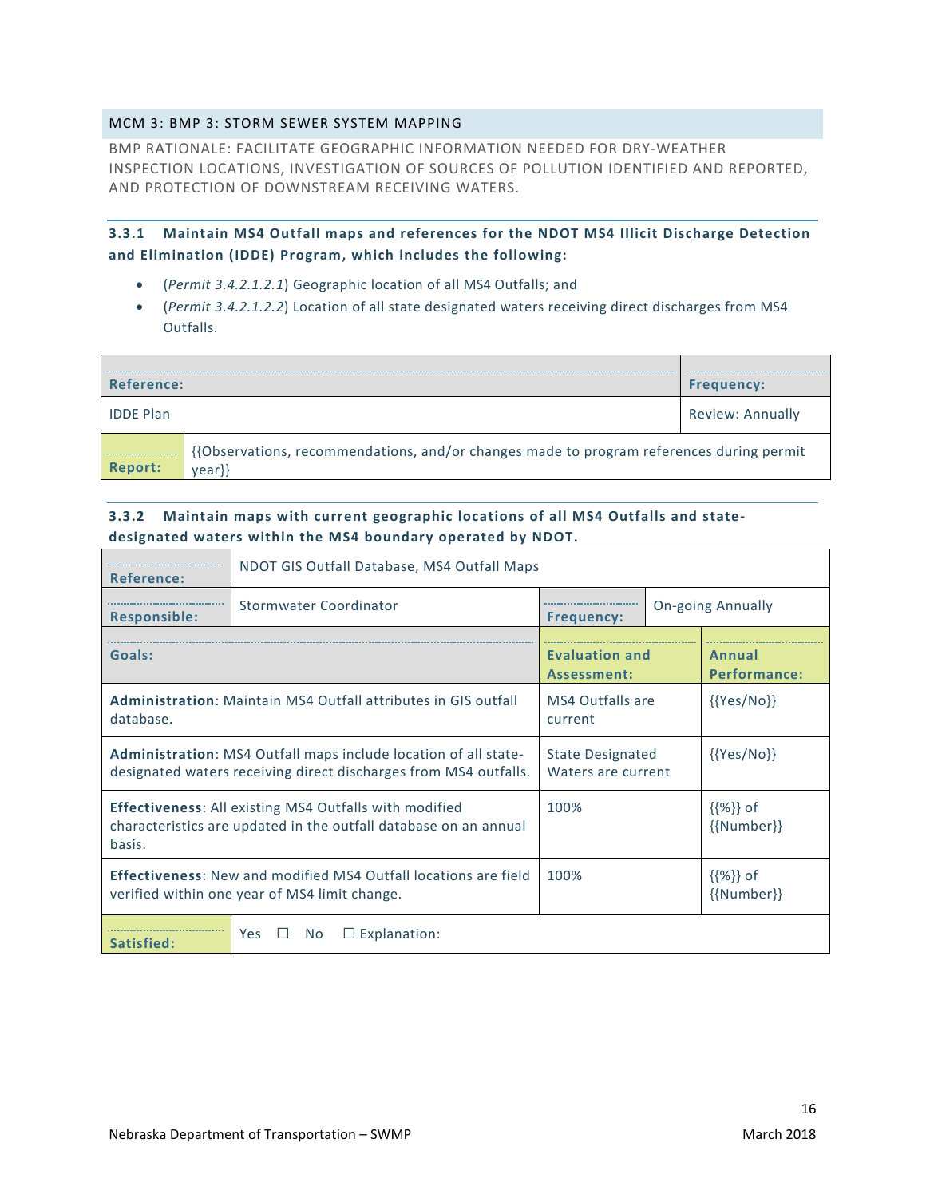## MCM 3: BMP 3: STORM SEWER SYSTEM MAPPING

BMP RATIONALE: FACILITATE GEOGRAPHIC INFORMATION NEEDED FOR DRY-WEATHER INSPECTION LOCATIONS, INVESTIGATION OF SOURCES OF POLLUTION IDENTIFIED AND REPORTED, AND PROTECTION OF DOWNSTREAM RECEIVING WATERS.

### 3.3.1 Maintain MS4 Outfall maps and references for the NDOT MS4 Illicit Discharge Detection and Elimination (IDDE) Program, which includes the following:

- (*Permit 3.4.2.1.2.1*) Geographic location of all MS4 Outfalls; and
- (*Permit 3.4.2.1.2.2*) Location of all state designated waters receiving direct discharges from MS4 Outfalls.

| Reference: | | Frequency: |
|---|---|---|
| IDDE Plan | | Review: Annually |
| Report: | {{Observations, recommendations, and/or changes made to program references during permit year}} | |

### 3.3.2 Maintain maps with current geographic locations of all MS4 Outfalls and state-designated waters within the MS4 boundary operated by NDOT.

| Reference: | NDOT GIS Outfall Database, MS4 Outfall Maps | | |
|---|---|---|---|
| Responsible: | Stormwater Coordinator | Frequency: | On-going Annually |

| Goals: | Evaluation and Assessment: | Annual Performance: |
|---|---|---|
| **Administration**: Maintain MS4 Outfall attributes in GIS outfall database. | MS4 Outfalls are current | {{Yes/No}} |
| **Administration**: MS4 Outfall maps include location of all state-designated waters receiving direct discharges from MS4 outfalls. | State Designated Waters are current | {{Yes/No}} |
| **Effectiveness**: All existing MS4 Outfalls with modified characteristics are updated in the outfall database on an annual basis. | 100% | {{%}} of {{Number}} |
| **Effectiveness**: New and modified MS4 Outfall locations are field verified within one year of MS4 limit change. | 100% | {{%}} of {{Number}} |

| Satisfied: | Yes ☐ No ☐ Explanation: |
|---|---|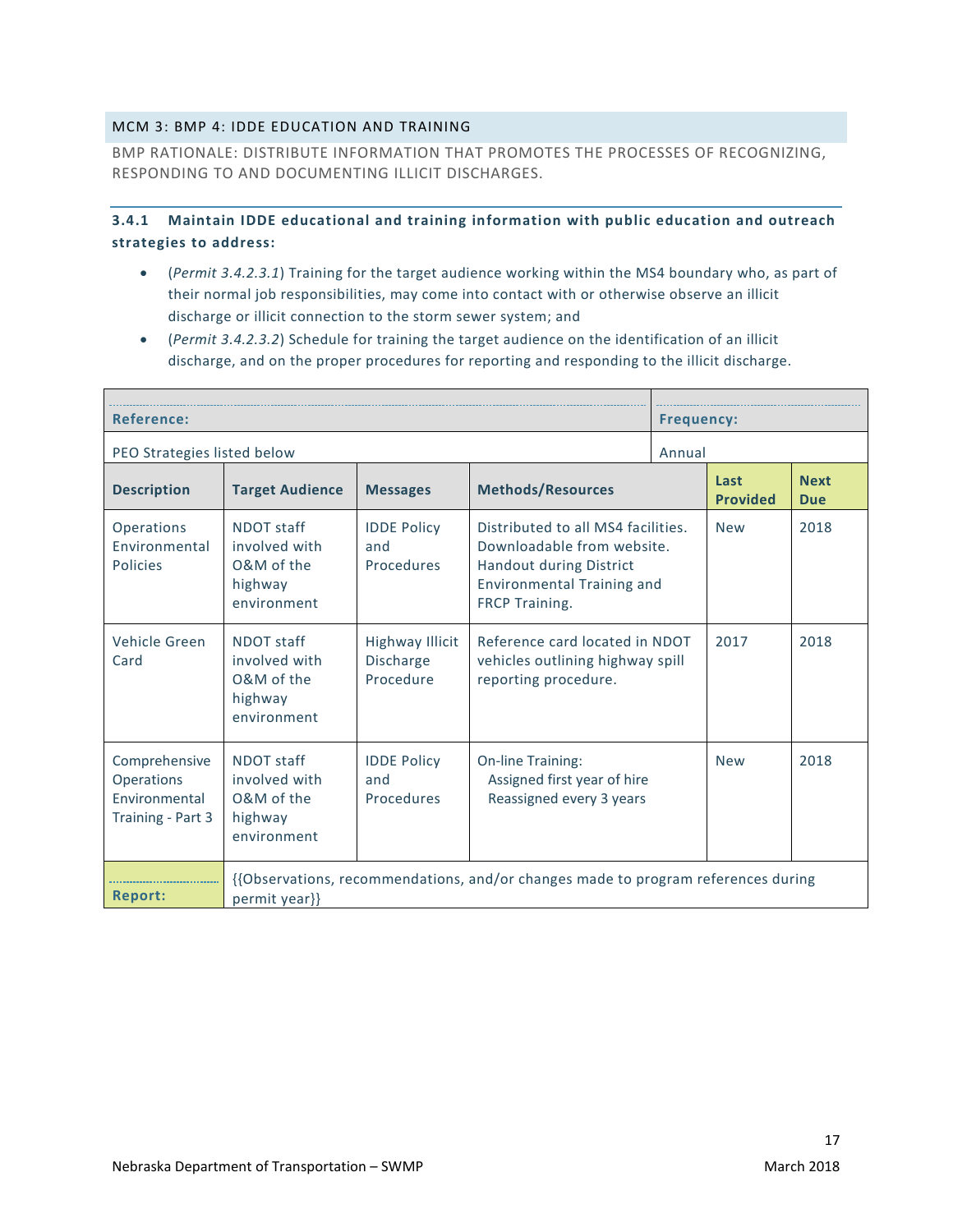## MCM 3: BMP 4: IDDE EDUCATION AND TRAINING

BMP RATIONALE: DISTRIBUTE INFORMATION THAT PROMOTES THE PROCESSES OF RECOGNIZING, RESPONDING TO AND DOCUMENTING ILLICIT DISCHARGES.

### 3.4.1 Maintain IDDE educational and training information with public education and outreach strategies to address:

- (*Permit 3.4.2.3.1*) Training for the target audience working within the MS4 boundary who, as part of their normal job responsibilities, may come into contact with or otherwise observe an illicit discharge or illicit connection to the storm sewer system; and
- (*Permit 3.4.2.3.2*) Schedule for training the target audience on the identification of an illicit discharge, and on the proper procedures for reporting and responding to the illicit discharge.

| **Reference:** | | | | **Frequency:** | |
|---|---|---|---|---|---|
| PEO Strategies listed below | | | | Annual | |
| **Description** | **Target Audience** | **Messages** | **Methods/Resources** | **Last Provided** | **Next Due** |
| Operations Environmental Policies | NDOT staff involved with O&M of the highway environment | IDDE Policy and Procedures | Distributed to all MS4 facilities. Downloadable from website. Handout during District Environmental Training and FRCP Training. | New | 2018 |
| Vehicle Green Card | NDOT staff involved with O&M of the highway environment | Highway Illicit Discharge Procedure | Reference card located in NDOT vehicles outlining highway spill reporting procedure. | 2017 | 2018 |
| Comprehensive Operations Environmental Training - Part 3 | NDOT staff involved with O&M of the highway environment | IDDE Policy and Procedures | On-line Training:<br>Assigned first year of hire<br>Reassigned every 3 years | New | 2018 |
| **Report:** | {{Observations, recommendations, and/or changes made to program references during permit year}} | | | | |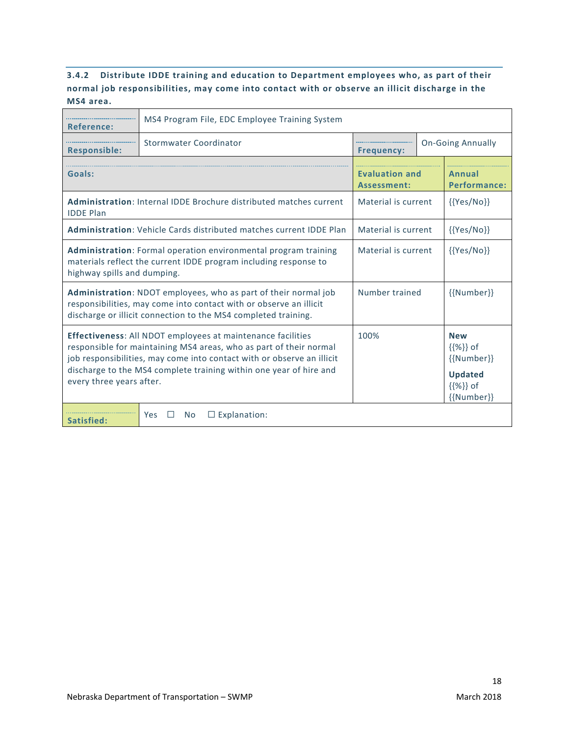### 3.4.2 Distribute IDDE training and education to Department employees who, as part of their normal job responsibilities, may come into contact with or observe an illicit discharge in the MS4 area.

| **Reference:** | MS4 Program File, EDC Employee Training System | | |
|---|---|---|---|
| **Responsible:** | Stormwater Coordinator | **Frequency:** | On-Going Annually |

| **Goals:** | **Evaluation and Assessment:** | **Annual Performance:** |
|---|---|---|
| **Administration**: Internal IDDE Brochure distributed matches current IDDE Plan | Material is current | {{Yes/No}} |
| **Administration**: Vehicle Cards distributed matches current IDDE Plan | Material is current | {{Yes/No}} |
| **Administration**: Formal operation environmental program training materials reflect the current IDDE program including response to highway spills and dumping. | Material is current | {{Yes/No}} |
| **Administration**: NDOT employees, who as part of their normal job responsibilities, may come into contact with or observe an illicit discharge or illicit connection to the MS4 completed training. | Number trained | {{Number}} |
| **Effectiveness**: All NDOT employees at maintenance facilities responsible for maintaining MS4 areas, who as part of their normal job responsibilities, may come into contact with or observe an illicit discharge to the MS4 complete training within one year of hire and every three years after. | 100% | **New** {{%}} of {{Number}} **Updated** {{%}} of {{Number}} |

| **Satisfied:** | Yes ☐ No ☐ Explanation: |
|---|---|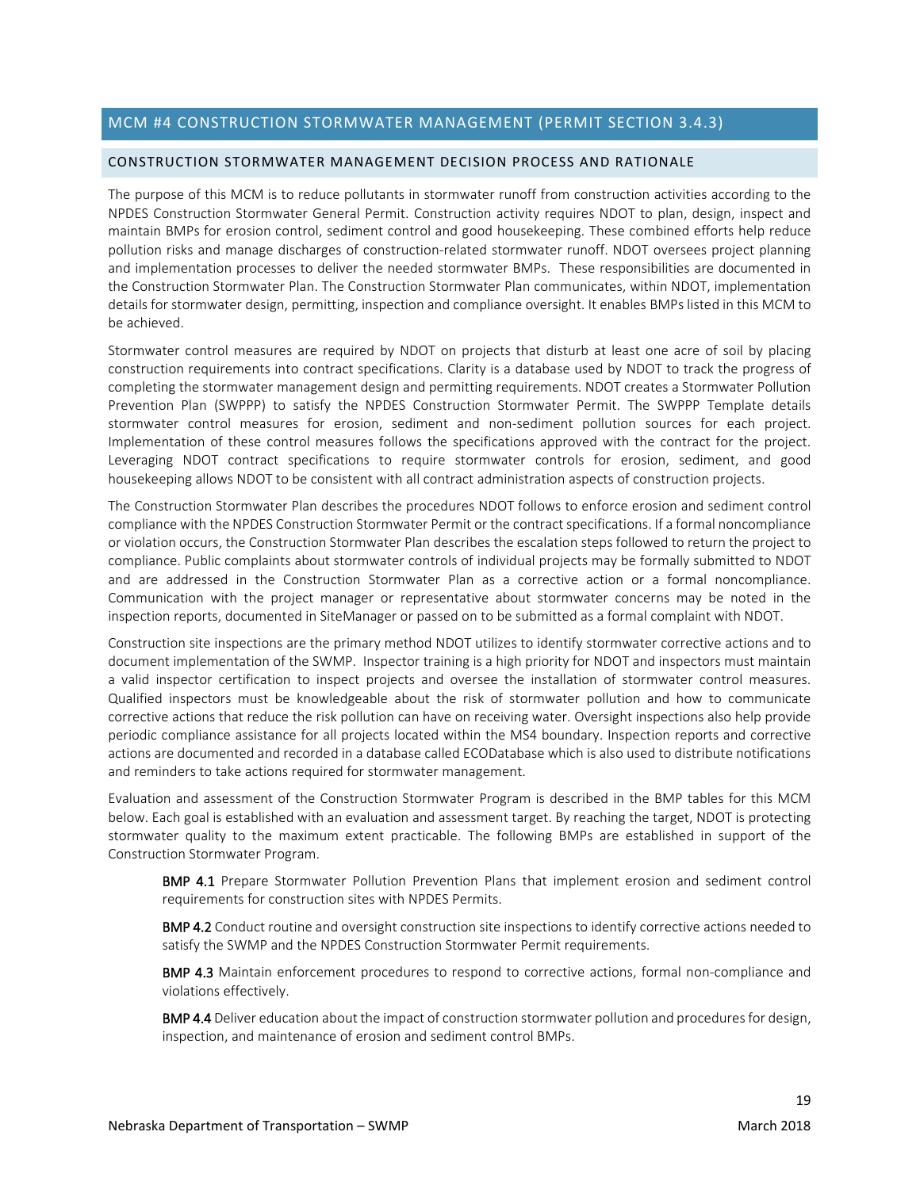## MCM #4 CONSTRUCTION STORMWATER MANAGEMENT (PERMIT SECTION 3.4.3)

### CONSTRUCTION STORMWATER MANAGEMENT DECISION PROCESS AND RATIONALE

The purpose of this MCM is to reduce pollutants in stormwater runoff from construction activities according to the NPDES Construction Stormwater General Permit. Construction activity requires NDOT to plan, design, inspect and maintain BMPs for erosion control, sediment control and good housekeeping. These combined efforts help reduce pollution risks and manage discharges of construction-related stormwater runoff. NDOT oversees project planning and implementation processes to deliver the needed stormwater BMPs. These responsibilities are documented in the Construction Stormwater Plan. The Construction Stormwater Plan communicates, within NDOT, implementation details for stormwater design, permitting, inspection and compliance oversight. It enables BMPs listed in this MCM to be achieved.

Stormwater control measures are required by NDOT on projects that disturb at least one acre of soil by placing construction requirements into contract specifications. Clarity is a database used by NDOT to track the progress of completing the stormwater management design and permitting requirements. NDOT creates a Stormwater Pollution Prevention Plan (SWPPP) to satisfy the NPDES Construction Stormwater Permit. The SWPPP Template details stormwater control measures for erosion, sediment and non-sediment pollution sources for each project. Implementation of these control measures follows the specifications approved with the contract for the project. Leveraging NDOT contract specifications to require stormwater controls for erosion, sediment, and good housekeeping allows NDOT to be consistent with all contract administration aspects of construction projects.

The Construction Stormwater Plan describes the procedures NDOT follows to enforce erosion and sediment control compliance with the NPDES Construction Stormwater Permit or the contract specifications. If a formal noncompliance or violation occurs, the Construction Stormwater Plan describes the escalation steps followed to return the project to compliance. Public complaints about stormwater controls of individual projects may be formally submitted to NDOT and are addressed in the Construction Stormwater Plan as a corrective action or a formal noncompliance. Communication with the project manager or representative about stormwater concerns may be noted in the inspection reports, documented in SiteManager or passed on to be submitted as a formal complaint with NDOT.

Construction site inspections are the primary method NDOT utilizes to identify stormwater corrective actions and to document implementation of the SWMP. Inspector training is a high priority for NDOT and inspectors must maintain a valid inspector certification to inspect projects and oversee the installation of stormwater control measures. Qualified inspectors must be knowledgeable about the risk of stormwater pollution and how to communicate corrective actions that reduce the risk pollution can have on receiving water. Oversight inspections also help provide periodic compliance assistance for all projects located within the MS4 boundary. Inspection reports and corrective actions are documented and recorded in a database called ECODatabase which is also used to distribute notifications and reminders to take actions required for stormwater management.

Evaluation and assessment of the Construction Stormwater Program is described in the BMP tables for this MCM below. Each goal is established with an evaluation and assessment target. By reaching the target, NDOT is protecting stormwater quality to the maximum extent practicable. The following BMPs are established in support of the Construction Stormwater Program.

> **BMP 4.1** Prepare Stormwater Pollution Prevention Plans that implement erosion and sediment control requirements for construction sites with NPDES Permits.
>
> **BMP 4.2** Conduct routine and oversight construction site inspections to identify corrective actions needed to satisfy the SWMP and the NPDES Construction Stormwater Permit requirements.
>
> **BMP 4.3** Maintain enforcement procedures to respond to corrective actions, formal non-compliance and violations effectively.
>
> **BMP 4.4** Deliver education about the impact of construction stormwater pollution and procedures for design, inspection, and maintenance of erosion and sediment control BMPs.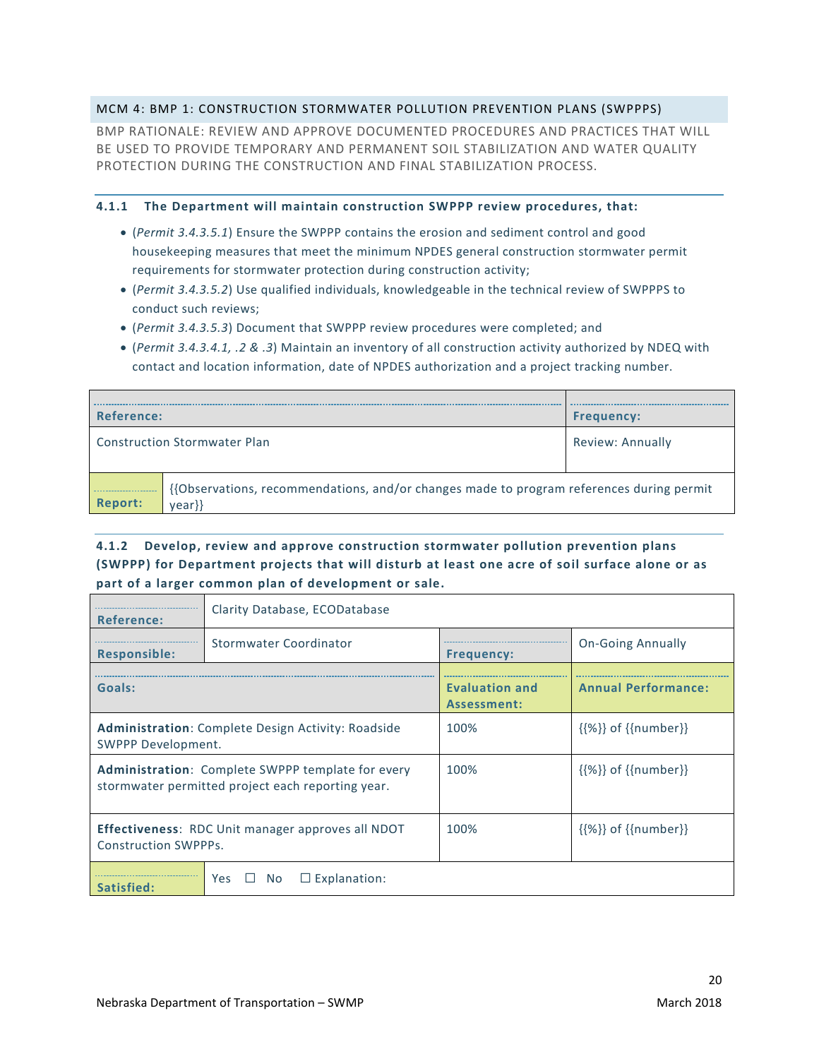## MCM 4: BMP 1: CONSTRUCTION STORMWATER POLLUTION PREVENTION PLANS (SWPPPS)

BMP RATIONALE: REVIEW AND APPROVE DOCUMENTED PROCEDURES AND PRACTICES THAT WILL BE USED TO PROVIDE TEMPORARY AND PERMANENT SOIL STABILIZATION AND WATER QUALITY PROTECTION DURING THE CONSTRUCTION AND FINAL STABILIZATION PROCESS.

### 4.1.1 The Department will maintain construction SWPPP review procedures, that:

- (*Permit 3.4.3.5.1*) Ensure the SWPPP contains the erosion and sediment control and good housekeeping measures that meet the minimum NPDES general construction stormwater permit requirements for stormwater protection during construction activity;
- (*Permit 3.4.3.5.2*) Use qualified individuals, knowledgeable in the technical review of SWPPPS to conduct such reviews;
- (*Permit 3.4.3.5.3*) Document that SWPPP review procedures were completed; and
- (*Permit 3.4.3.4.1, .2 & .3*) Maintain an inventory of all construction activity authorized by NDEQ with contact and location information, date of NPDES authorization and a project tracking number.

| **Reference:** | **Frequency:** |
|---|---|
| Construction Stormwater Plan | Review: Annually |
| **Report:** {{Observations, recommendations, and/or changes made to program references during permit year}} | |

### 4.1.2 Develop, review and approve construction stormwater pollution prevention plans (SWPPP) for Department projects that will disturb at least one acre of soil surface alone or as part of a larger common plan of development or sale.

| **Reference:** | Clarity Database, ECODatabase | | |
|---|---|---|---|
| **Responsible:** | Stormwater Coordinator | **Frequency:** | On-Going Annually |
| **Goals:** | | **Evaluation and Assessment:** | **Annual Performance:** |
| **Administration**: Complete Design Activity: Roadside SWPPP Development. | | 100% | {{%}} of {{number}} |
| **Administration**: Complete SWPPP template for every stormwater permitted project each reporting year. | | 100% | {{%}} of {{number}} |
| **Effectiveness**: RDC Unit manager approves all NDOT Construction SWPPPs. | | 100% | {{%}} of {{number}} |
| **Satisfied:** | Yes ☐ No ☐ Explanation: | | |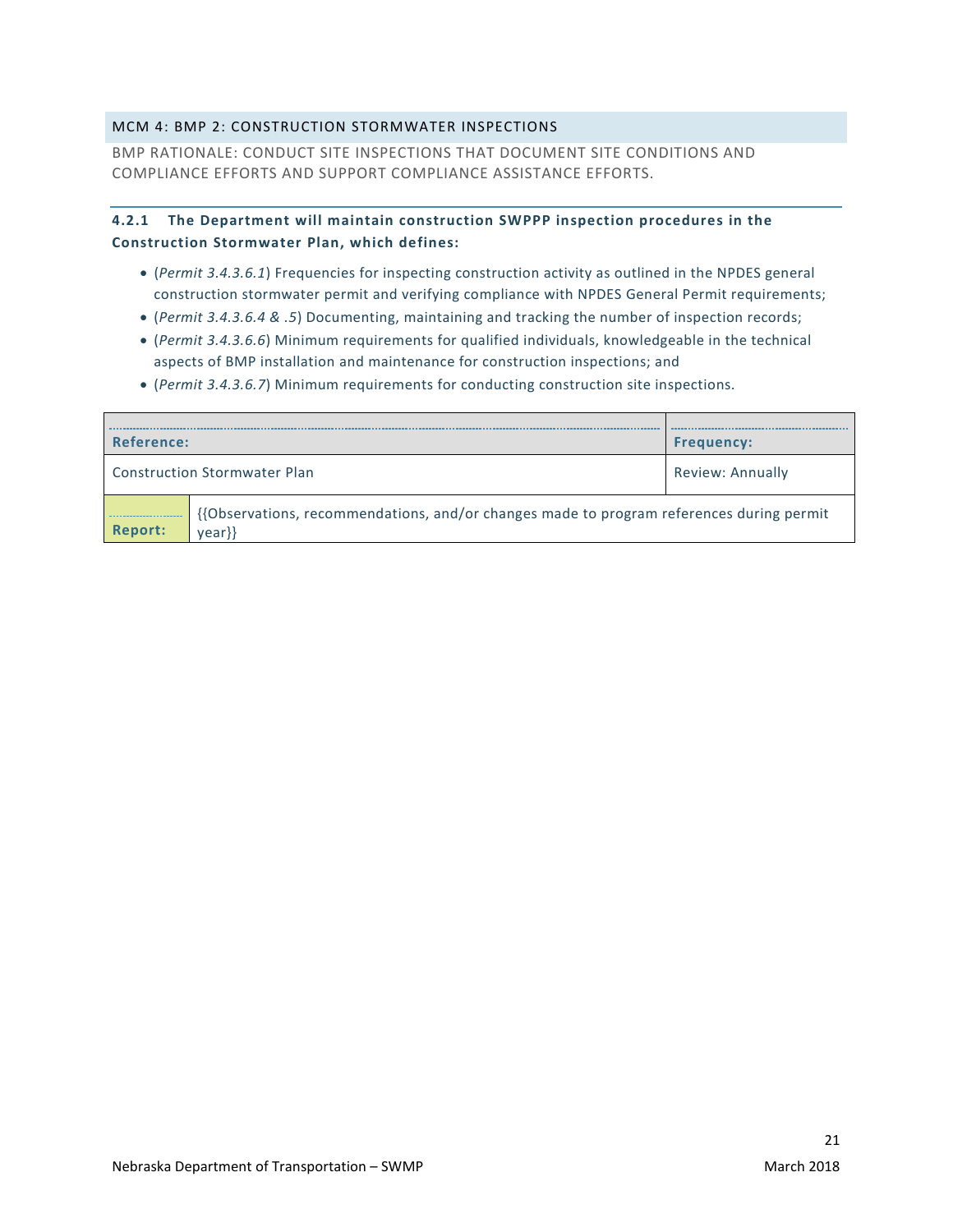## MCM 4: BMP 2: CONSTRUCTION STORMWATER INSPECTIONS

BMP RATIONALE: CONDUCT SITE INSPECTIONS THAT DOCUMENT SITE CONDITIONS AND COMPLIANCE EFFORTS AND SUPPORT COMPLIANCE ASSISTANCE EFFORTS.

### 4.2.1 The Department will maintain construction SWPPP inspection procedures in the Construction Stormwater Plan, which defines:

- (*Permit 3.4.3.6.1*) Frequencies for inspecting construction activity as outlined in the NPDES general construction stormwater permit and verifying compliance with NPDES General Permit requirements;
- (*Permit 3.4.3.6.4 & .5*) Documenting, maintaining and tracking the number of inspection records;
- (*Permit 3.4.3.6.6*) Minimum requirements for qualified individuals, knowledgeable in the technical aspects of BMP installation and maintenance for construction inspections; and
- (*Permit 3.4.3.6.7*) Minimum requirements for conducting construction site inspections.

| **Reference:** | | **Frequency:** |
|---|---|---|
| Construction Stormwater Plan | | Review: Annually |
| **Report:** | {{Observations, recommendations, and/or changes made to program references during permit year}} | |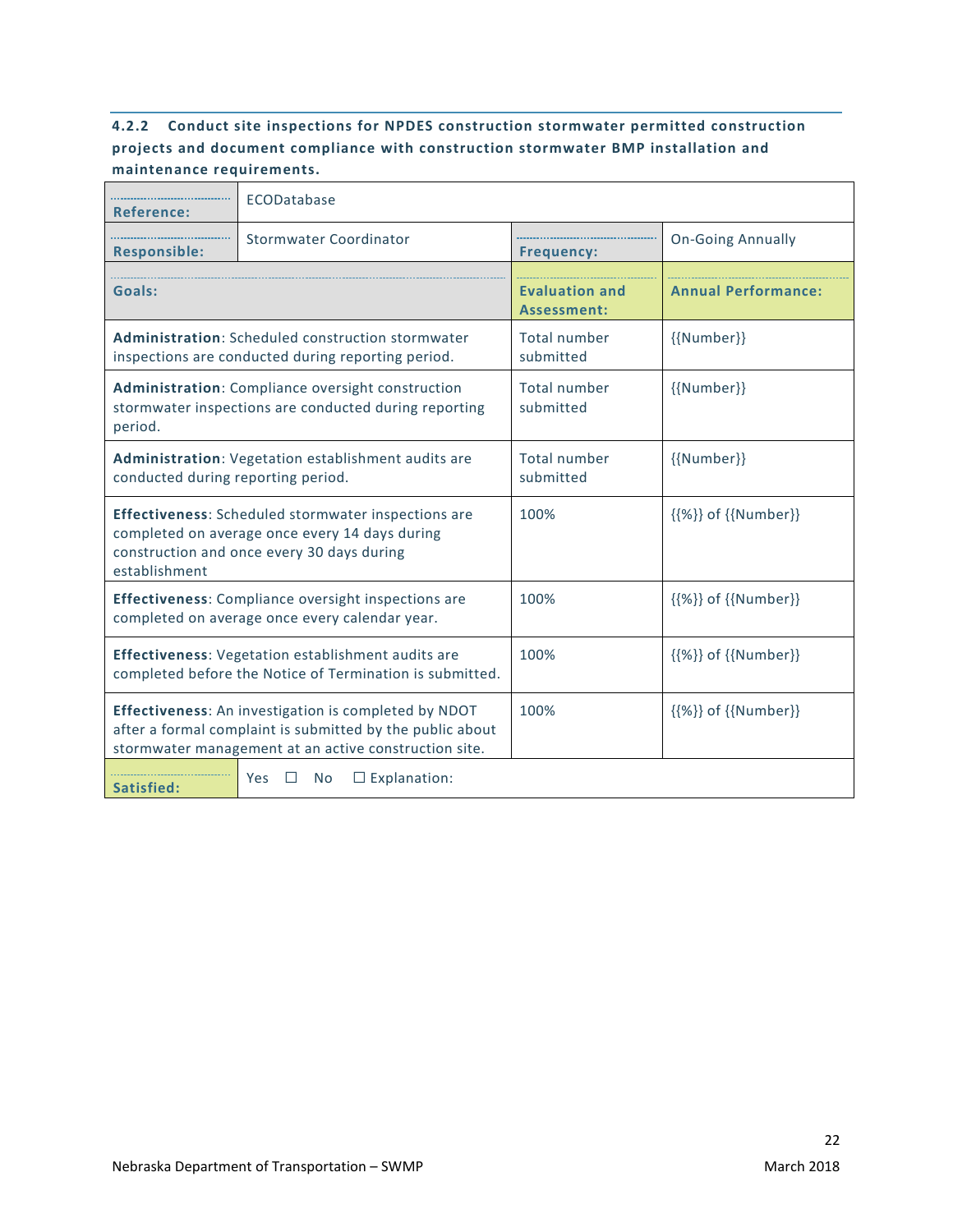#### 4.2.2 Conduct site inspections for NPDES construction stormwater permitted construction projects and document compliance with construction stormwater BMP installation and maintenance requirements.

| **Reference:** | ECODatabase | | |
|---|---|---|---|
| **Responsible:** | Stormwater Coordinator | **Frequency:** | On-Going Annually |
| **Goals:** | | **Evaluation and Assessment:** | **Annual Performance:** |
| **Administration**: Scheduled construction stormwater inspections are conducted during reporting period. | | Total number submitted | {{Number}} |
| **Administration**: Compliance oversight construction stormwater inspections are conducted during reporting period. | | Total number submitted | {{Number}} |
| **Administration**: Vegetation establishment audits are conducted during reporting period. | | Total number submitted | {{Number}} |
| **Effectiveness**: Scheduled stormwater inspections are completed on average once every 14 days during construction and once every 30 days during establishment | | 100% | {{%}} of {{Number}} |
| **Effectiveness**: Compliance oversight inspections are completed on average once every calendar year. | | 100% | {{%}} of {{Number}} |
| **Effectiveness**: Vegetation establishment audits are completed before the Notice of Termination is submitted. | | 100% | {{%}} of {{Number}} |
| **Effectiveness**: An investigation is completed by NDOT after a formal complaint is submitted by the public about stormwater management at an active construction site. | | 100% | {{%}} of {{Number}} |
| **Satisfied:** | Yes ☐ No ☐ Explanation: | | |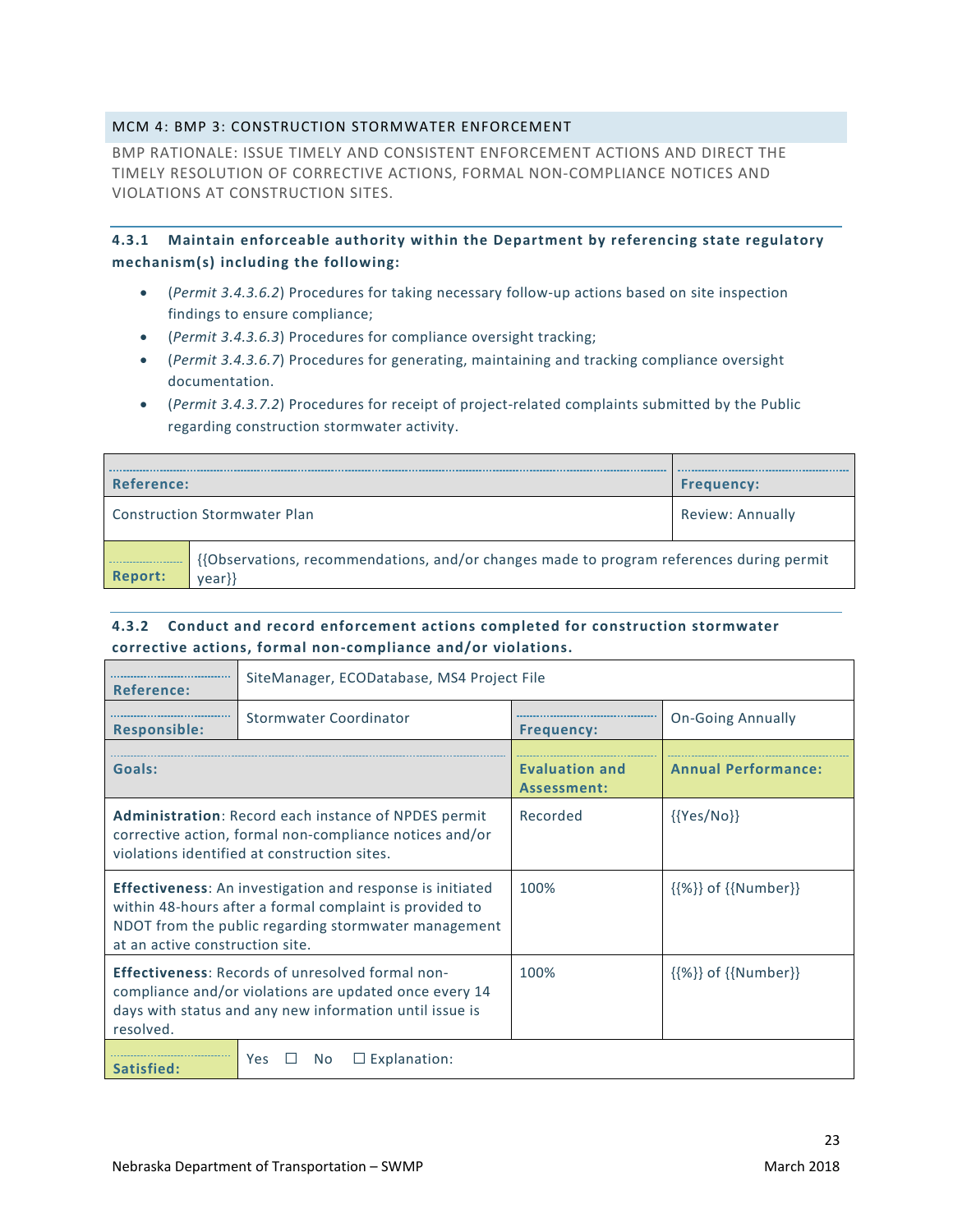## MCM 4: BMP 3: CONSTRUCTION STORMWATER ENFORCEMENT

BMP RATIONALE: ISSUE TIMELY AND CONSISTENT ENFORCEMENT ACTIONS AND DIRECT THE TIMELY RESOLUTION OF CORRECTIVE ACTIONS, FORMAL NON-COMPLIANCE NOTICES AND VIOLATIONS AT CONSTRUCTION SITES.

### 4.3.1 Maintain enforceable authority within the Department by referencing state regulatory mechanism(s) including the following:

- (*Permit 3.4.3.6.2*) Procedures for taking necessary follow-up actions based on site inspection findings to ensure compliance;
- (*Permit 3.4.3.6.3*) Procedures for compliance oversight tracking;
- (*Permit 3.4.3.6.7*) Procedures for generating, maintaining and tracking compliance oversight documentation.
- (*Permit 3.4.3.7.2*) Procedures for receipt of project-related complaints submitted by the Public regarding construction stormwater activity.

| **Reference:** | **Frequency:** |
|---|---|
| Construction Stormwater Plan | Review: Annually |
| **Report:** {{Observations, recommendations, and/or changes made to program references during permit year}} | |

### 4.3.2 Conduct and record enforcement actions completed for construction stormwater corrective actions, formal non-compliance and/or violations.

| **Reference:** | SiteManager, ECODatabase, MS4 Project File | | |
|---|---|---|---|
| **Responsible:** | Stormwater Coordinator | **Frequency:** | On-Going Annually |
| **Goals:** | | **Evaluation and Assessment:** | **Annual Performance:** |
| **Administration**: Record each instance of NPDES permit corrective action, formal non-compliance notices and/or violations identified at construction sites. | | Recorded | {{Yes/No}} |
| **Effectiveness**: An investigation and response is initiated within 48-hours after a formal complaint is provided to NDOT from the public regarding stormwater management at an active construction site. | | 100% | {{%}} of {{Number}} |
| **Effectiveness**: Records of unresolved formal non-compliance and/or violations are updated once every 14 days with status and any new information until issue is resolved. | | 100% | {{%}} of {{Number}} |
| **Satisfied:** | Yes ☐ No ☐ Explanation: | | |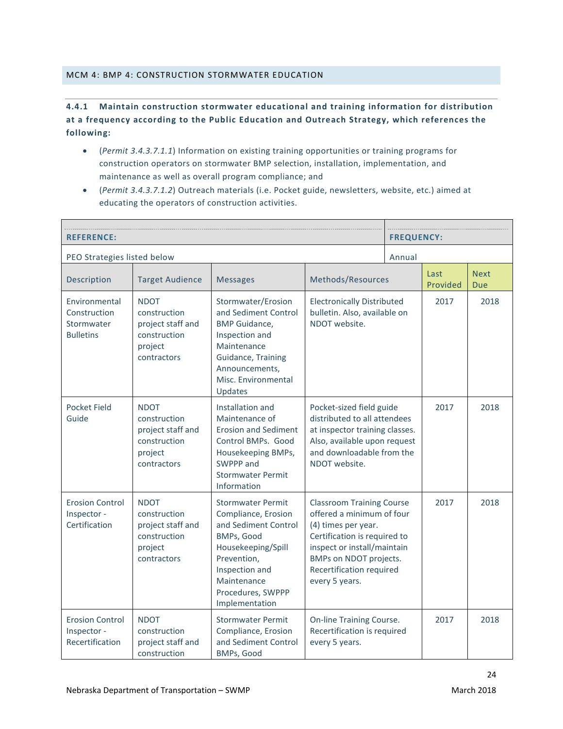## MCM 4: BMP 4: CONSTRUCTION STORMWATER EDUCATION

**4.4.1 Maintain construction stormwater educational and training information for distribution at a frequency according to the Public Education and Outreach Strategy, which references the following:**

- (*Permit 3.4.3.7.1.1*) Information on existing training opportunities or training programs for construction operators on stormwater BMP selection, installation, implementation, and maintenance as well as overall program compliance; and
- (*Permit 3.4.3.7.1.2*) Outreach materials (i.e. Pocket guide, newsletters, website, etc.) aimed at educating the operators of construction activities.

| **REFERENCE:** | | | | **FREQUENCY:** | |
|---|---|---|---|---|---|
| PEO Strategies listed below | | | | Annual | |
| Description | Target Audience | Messages | Methods/Resources | Last Provided | Next Due |
| Environmental Construction Stormwater Bulletins | NDOT construction project staff and construction project contractors | Stormwater/Erosion and Sediment Control BMP Guidance, Inspection and Maintenance Guidance, Training Announcements, Misc. Environmental Updates | Electronically Distributed bulletin. Also, available on NDOT website. | 2017 | 2018 |
| Pocket Field Guide | NDOT construction project staff and construction project contractors | Installation and Maintenance of Erosion and Sediment Control BMPs. Good Housekeeping BMPs, SWPPP and Stormwater Permit Information | Pocket-sized field guide distributed to all attendees at inspector training classes. Also, available upon request and downloadable from the NDOT website. | 2017 | 2018 |
| Erosion Control Inspector - Certification | NDOT construction project staff and construction project contractors | Stormwater Permit Compliance, Erosion and Sediment Control BMPs, Good Housekeeping/Spill Prevention, Inspection and Maintenance Procedures, SWPPP Implementation | Classroom Training Course offered a minimum of four (4) times per year. Certification is required to inspect or install/maintain BMPs on NDOT projects. Recertification required every 5 years. | 2017 | 2018 |
| Erosion Control Inspector - Recertification | NDOT construction project staff and construction | Stormwater Permit Compliance, Erosion and Sediment Control BMPs, Good | On-line Training Course. Recertification is required every 5 years. | 2017 | 2018 |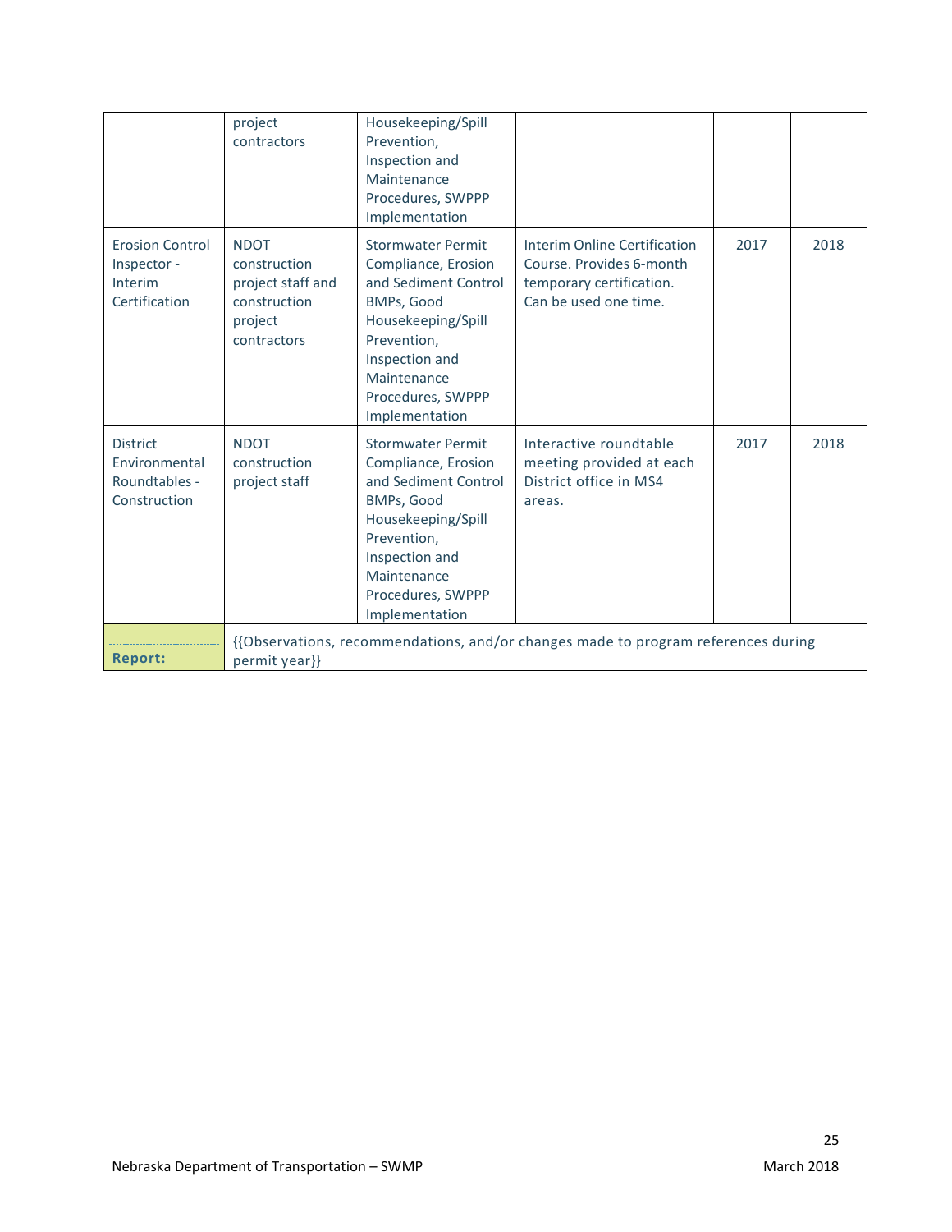| | | | | | |
|---|---|---|---|---|---|
| | project contractors | Housekeeping/Spill Prevention, Inspection and Maintenance Procedures, SWPPP Implementation | | | |
| Erosion Control Inspector - Interim Certification | NDOT construction project staff and construction project contractors | Stormwater Permit Compliance, Erosion and Sediment Control BMPs, Good Housekeeping/Spill Prevention, Inspection and Maintenance Procedures, SWPPP Implementation | Interim Online Certification Course. Provides 6-month temporary certification. Can be used one time. | 2017 | 2018 |
| District Environmental Roundtables - Construction | NDOT construction project staff | Stormwater Permit Compliance, Erosion and Sediment Control BMPs, Good Housekeeping/Spill Prevention, Inspection and Maintenance Procedures, SWPPP Implementation | Interactive roundtable meeting provided at each District office in MS4 areas. | 2017 | 2018 |
| **Report:** | {{Observations, recommendations, and/or changes made to program references during permit year}} | | | | |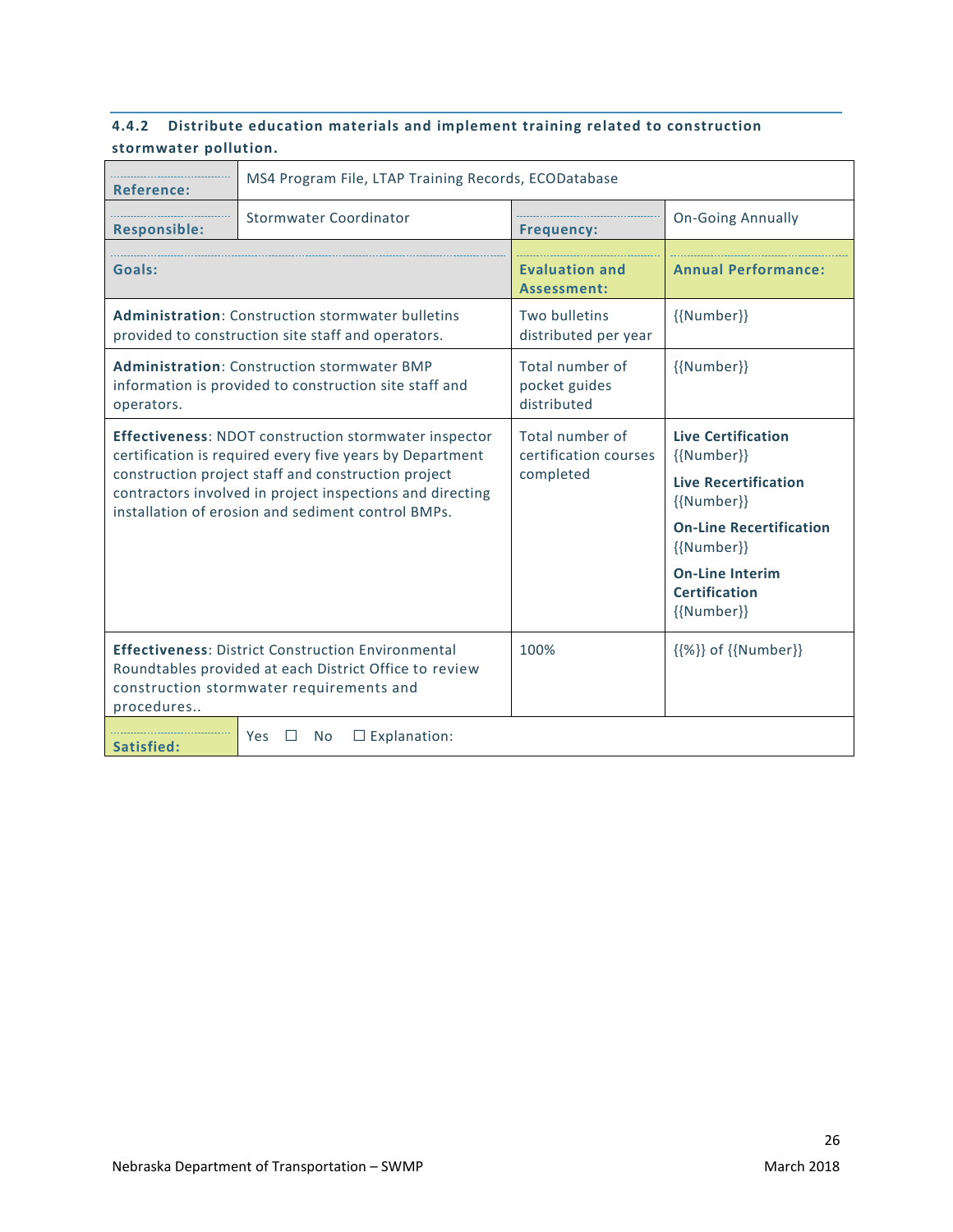#### 4.4.2 Distribute education materials and implement training related to construction stormwater pollution.

| Reference: | MS4 Program File, LTAP Training Records, ECODatabase | | |
|---|---|---|---|
| **Responsible:** | Stormwater Coordinator | **Frequency:** | On-Going Annually |
| **Goals:** | | **Evaluation and Assessment:** | **Annual Performance:** |
| **Administration**: Construction stormwater bulletins provided to construction site staff and operators. | | Two bulletins distributed per year | {{Number}} |
| **Administration**: Construction stormwater BMP information is provided to construction site staff and operators. | | Total number of pocket guides distributed | {{Number}} |
| **Effectiveness**: NDOT construction stormwater inspector certification is required every five years by Department construction project staff and construction project contractors involved in project inspections and directing installation of erosion and sediment control BMPs. | | Total number of certification courses completed | **Live Certification** {{Number}}<br>**Live Recertification** {{Number}}<br>**On-Line Recertification** {{Number}}<br>**On-Line Interim Certification** {{Number}} |
| **Effectiveness**: District Construction Environmental Roundtables provided at each District Office to review construction stormwater requirements and procedures.. | | 100% | {{%}} of {{Number}} |
| **Satisfied:** | Yes ☐ No ☐ Explanation: | | |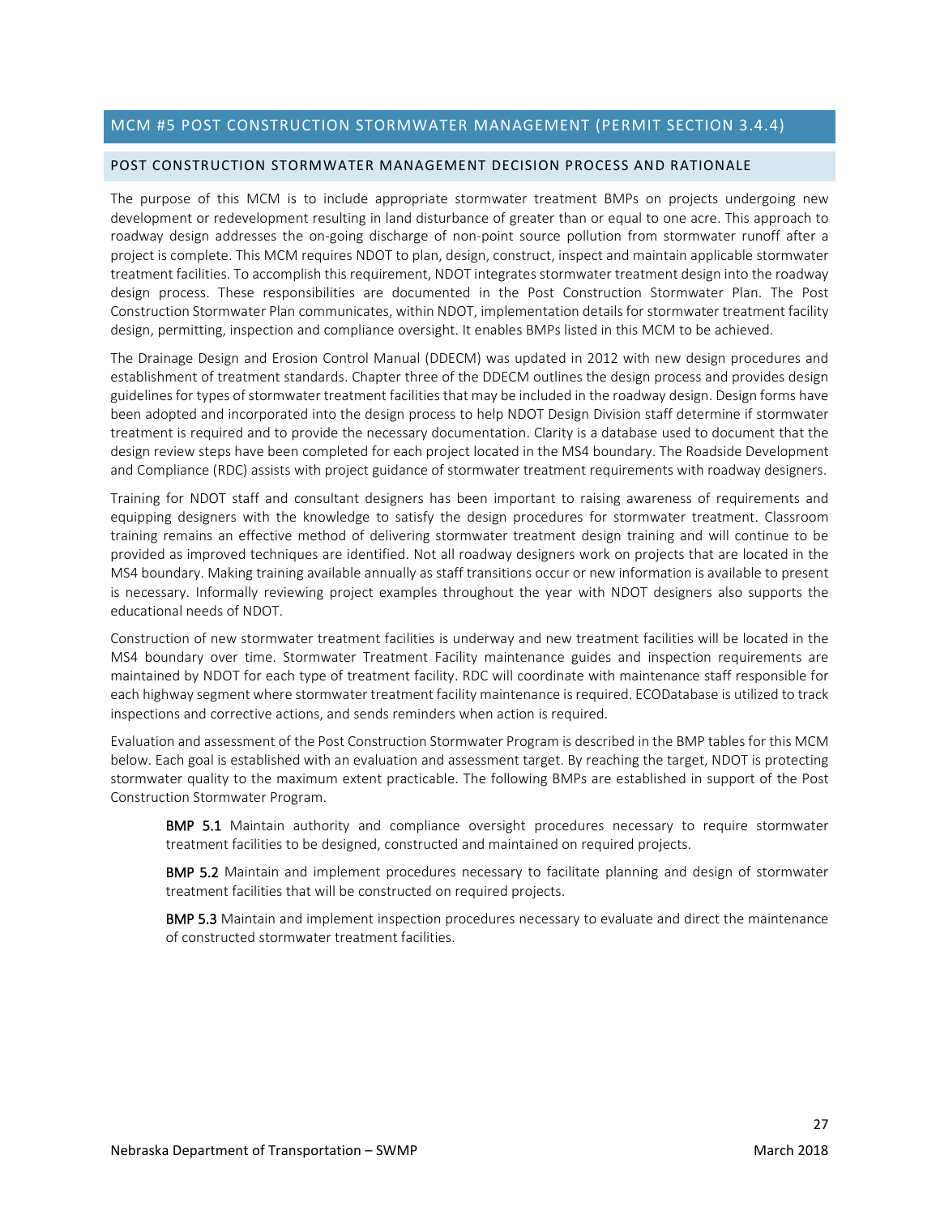## MCM #5 POST CONSTRUCTION STORMWATER MANAGEMENT (PERMIT SECTION 3.4.4)

### POST CONSTRUCTION STORMWATER MANAGEMENT DECISION PROCESS AND RATIONALE

The purpose of this MCM is to include appropriate stormwater treatment BMPs on projects undergoing new development or redevelopment resulting in land disturbance of greater than or equal to one acre. This approach to roadway design addresses the on-going discharge of non-point source pollution from stormwater runoff after a project is complete. This MCM requires NDOT to plan, design, construct, inspect and maintain applicable stormwater treatment facilities. To accomplish this requirement, NDOT integrates stormwater treatment design into the roadway design process. These responsibilities are documented in the Post Construction Stormwater Plan. The Post Construction Stormwater Plan communicates, within NDOT, implementation details for stormwater treatment facility design, permitting, inspection and compliance oversight. It enables BMPs listed in this MCM to be achieved.

The Drainage Design and Erosion Control Manual (DDECM) was updated in 2012 with new design procedures and establishment of treatment standards. Chapter three of the DDECM outlines the design process and provides design guidelines for types of stormwater treatment facilities that may be included in the roadway design. Design forms have been adopted and incorporated into the design process to help NDOT Design Division staff determine if stormwater treatment is required and to provide the necessary documentation. Clarity is a database used to document that the design review steps have been completed for each project located in the MS4 boundary. The Roadside Development and Compliance (RDC) assists with project guidance of stormwater treatment requirements with roadway designers.

Training for NDOT staff and consultant designers has been important to raising awareness of requirements and equipping designers with the knowledge to satisfy the design procedures for stormwater treatment. Classroom training remains an effective method of delivering stormwater treatment design training and will continue to be provided as improved techniques are identified. Not all roadway designers work on projects that are located in the MS4 boundary. Making training available annually as staff transitions occur or new information is available to present is necessary. Informally reviewing project examples throughout the year with NDOT designers also supports the educational needs of NDOT.

Construction of new stormwater treatment facilities is underway and new treatment facilities will be located in the MS4 boundary over time. Stormwater Treatment Facility maintenance guides and inspection requirements are maintained by NDOT for each type of treatment facility. RDC will coordinate with maintenance staff responsible for each highway segment where stormwater treatment facility maintenance is required. ECODatabase is utilized to track inspections and corrective actions, and sends reminders when action is required.

Evaluation and assessment of the Post Construction Stormwater Program is described in the BMP tables for this MCM below. Each goal is established with an evaluation and assessment target. By reaching the target, NDOT is protecting stormwater quality to the maximum extent practicable. The following BMPs are established in support of the Post Construction Stormwater Program.

**BMP 5.1** Maintain authority and compliance oversight procedures necessary to require stormwater treatment facilities to be designed, constructed and maintained on required projects.

**BMP 5.2** Maintain and implement procedures necessary to facilitate planning and design of stormwater treatment facilities that will be constructed on required projects.

**BMP 5.3** Maintain and implement inspection procedures necessary to evaluate and direct the maintenance of constructed stormwater treatment facilities.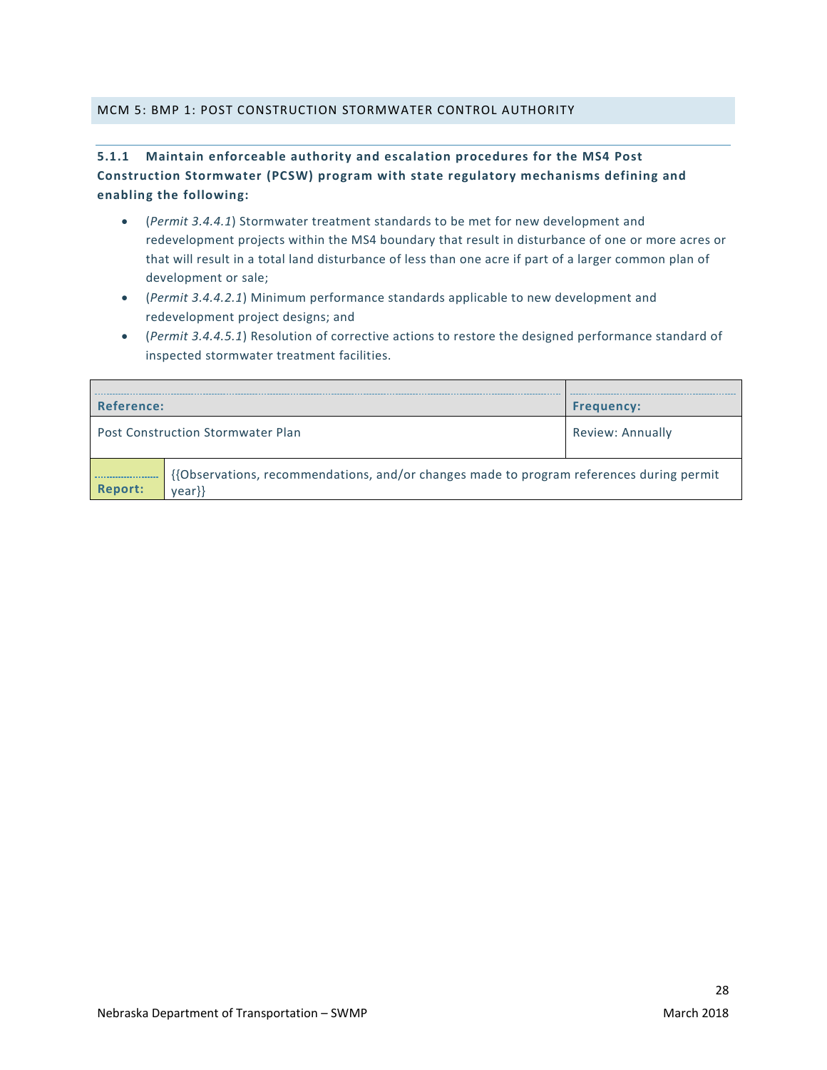## MCM 5: BMP 1: POST CONSTRUCTION STORMWATER CONTROL AUTHORITY

### 5.1.1 Maintain enforceable authority and escalation procedures for the MS4 Post Construction Stormwater (PCSW) program with state regulatory mechanisms defining and enabling the following:

- (*Permit 3.4.4.1*) Stormwater treatment standards to be met for new development and redevelopment projects within the MS4 boundary that result in disturbance of one or more acres or that will result in a total land disturbance of less than one acre if part of a larger common plan of development or sale;
- (*Permit 3.4.4.2.1*) Minimum performance standards applicable to new development and redevelopment project designs; and
- (*Permit 3.4.4.5.1*) Resolution of corrective actions to restore the designed performance standard of inspected stormwater treatment facilities.

| Reference: | | Frequency: |
|---|---|---|
| Post Construction Stormwater Plan | | Review: Annually |
| **Report:** | {{Observations, recommendations, and/or changes made to program references during permit year}} | |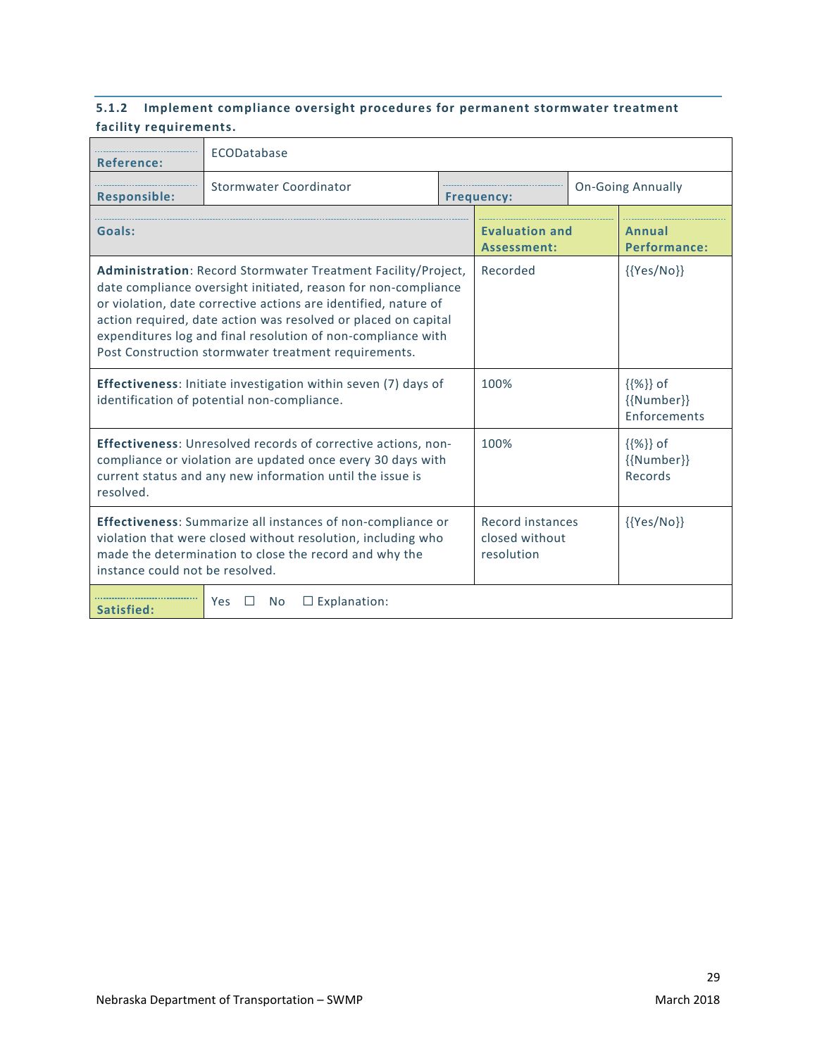### 5.1.2 Implement compliance oversight procedures for permanent stormwater treatment facility requirements.

| Reference: | ECODatabase | | |
|---|---|---|---|
| **Responsible:** | Stormwater Coordinator | **Frequency:** | On-Going Annually |

| Goals: | Evaluation and Assessment: | Annual Performance: |
|---|---|---|
| **Administration**: Record Stormwater Treatment Facility/Project, date compliance oversight initiated, reason for non-compliance or violation, date corrective actions are identified, nature of action required, date action was resolved or placed on capital expenditures log and final resolution of non-compliance with Post Construction stormwater treatment requirements. | Recorded | {{Yes/No}} |
| **Effectiveness**: Initiate investigation within seven (7) days of identification of potential non-compliance. | 100% | {{%}} of {{Number}} Enforcements |
| **Effectiveness**: Unresolved records of corrective actions, non-compliance or violation are updated once every 30 days with current status and any new information until the issue is resolved. | 100% | {{%}} of {{Number}} Records |
| **Effectiveness**: Summarize all instances of non-compliance or violation that were closed without resolution, including who made the determination to close the record and why the instance could not be resolved. | Record instances closed without resolution | {{Yes/No}} |
| **Satisfied:** | Yes ☐ No ☐ Explanation: | |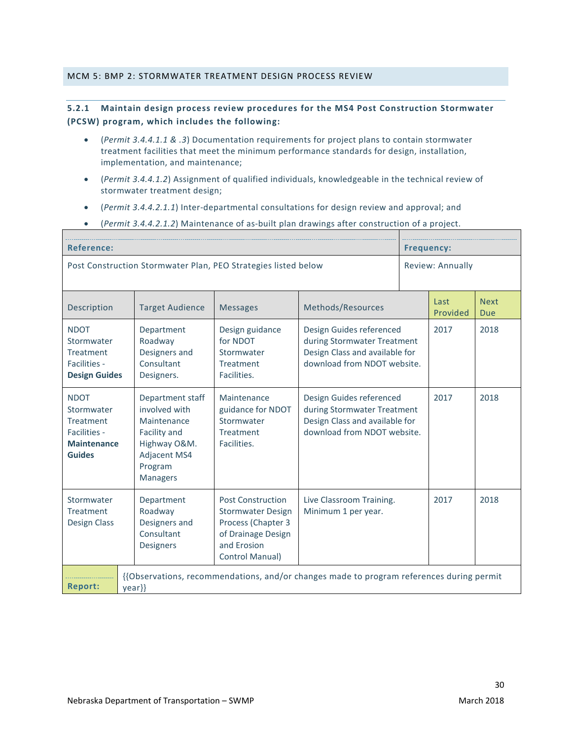## MCM 5: BMP 2: STORMWATER TREATMENT DESIGN PROCESS REVIEW

### 5.2.1 Maintain design process review procedures for the MS4 Post Construction Stormwater (PCSW) program, which includes the following:

- (*Permit 3.4.4.1.1 & .3*) Documentation requirements for project plans to contain stormwater treatment facilities that meet the minimum performance standards for design, installation, implementation, and maintenance;
- (*Permit 3.4.4.1.2*) Assignment of qualified individuals, knowledgeable in the technical review of stormwater treatment design;
- (*Permit 3.4.4.2.1.1*) Inter-departmental consultations for design review and approval; and
- (*Permit 3.4.4.2.1.2*) Maintenance of as-built plan drawings after construction of a project.

| **Reference:** | **Frequency:** |
|---|---|
| Post Construction Stormwater Plan, PEO Strategies listed below | Review: Annually |

| Description | Target Audience | Messages | Methods/Resources | Last Provided | Next Due |
|---|---|---|---|---|---|
| NDOT Stormwater Treatment Facilities - **Design Guides** | Department Roadway Designers and Consultant Designers. | Design guidance for NDOT Stormwater Treatment Facilities. | Design Guides referenced during Stormwater Treatment Design Class and available for download from NDOT website. | 2017 | 2018 |
| NDOT Stormwater Treatment Facilities - **Maintenance Guides** | Department staff involved with Maintenance Facility and Highway O&M. Adjacent MS4 Program Managers | Maintenance guidance for NDOT Stormwater Treatment Facilities. | Design Guides referenced during Stormwater Treatment Design Class and available for download from NDOT website. | 2017 | 2018 |
| Stormwater Treatment Design Class | Department Roadway Designers and Consultant Designers | Post Construction Stormwater Design Process (Chapter 3 of Drainage Design and Erosion Control Manual) | Live Classroom Training. Minimum 1 per year. | 2017 | 2018 |

| **Report:** | {{Observations, recommendations, and/or changes made to program references during permit year}} |
|---|---|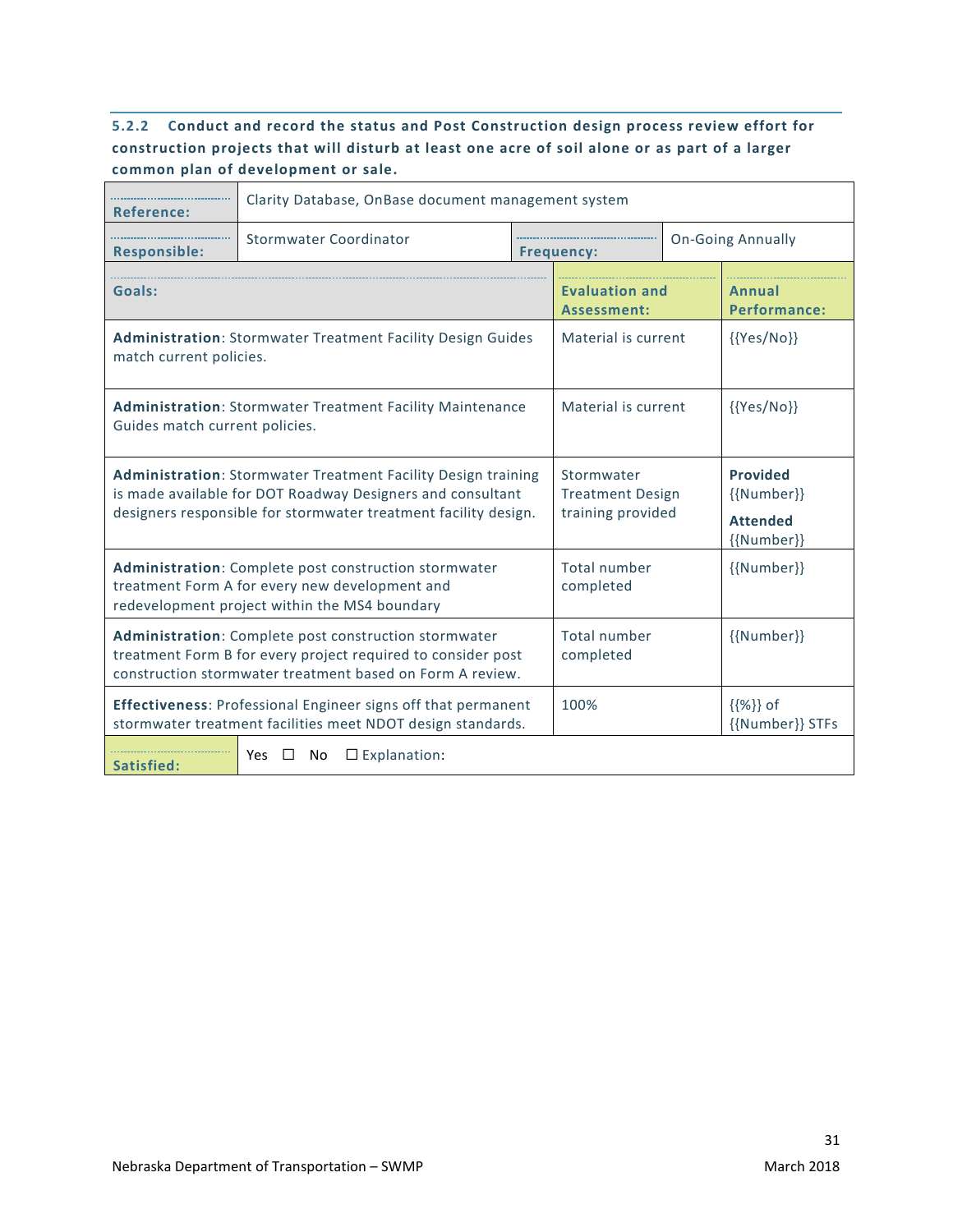### 5.2.2 Conduct and record the status and Post Construction design process review effort for construction projects that will disturb at least one acre of soil alone or as part of a larger common plan of development or sale.

| **Reference:** | Clarity Database, OnBase document management system | | |
|---|---|---|---|
| **Responsible:** | Stormwater Coordinator | **Frequency:** | On-Going Annually |

| **Goals:** | **Evaluation and Assessment:** | **Annual Performance:** |
|---|---|---|
| **Administration**: Stormwater Treatment Facility Design Guides match current policies. | Material is current | {{Yes/No}} |
| **Administration**: Stormwater Treatment Facility Maintenance Guides match current policies. | Material is current | {{Yes/No}} |
| **Administration**: Stormwater Treatment Facility Design training is made available for DOT Roadway Designers and consultant designers responsible for stormwater treatment facility design. | Stormwater Treatment Design training provided | **Provided** {{Number}} **Attended** {{Number}} |
| **Administration**: Complete post construction stormwater treatment Form A for every new development and redevelopment project within the MS4 boundary | Total number completed | {{Number}} |
| **Administration**: Complete post construction stormwater treatment Form B for every project required to consider post construction stormwater treatment based on Form A review. | Total number completed | {{Number}} |
| **Effectiveness**: Professional Engineer signs off that permanent stormwater treatment facilities meet NDOT design standards. | 100% | {{%}} of {{Number}} STFs |
| **Satisfied:** | Yes ☐ No ☐ Explanation: | |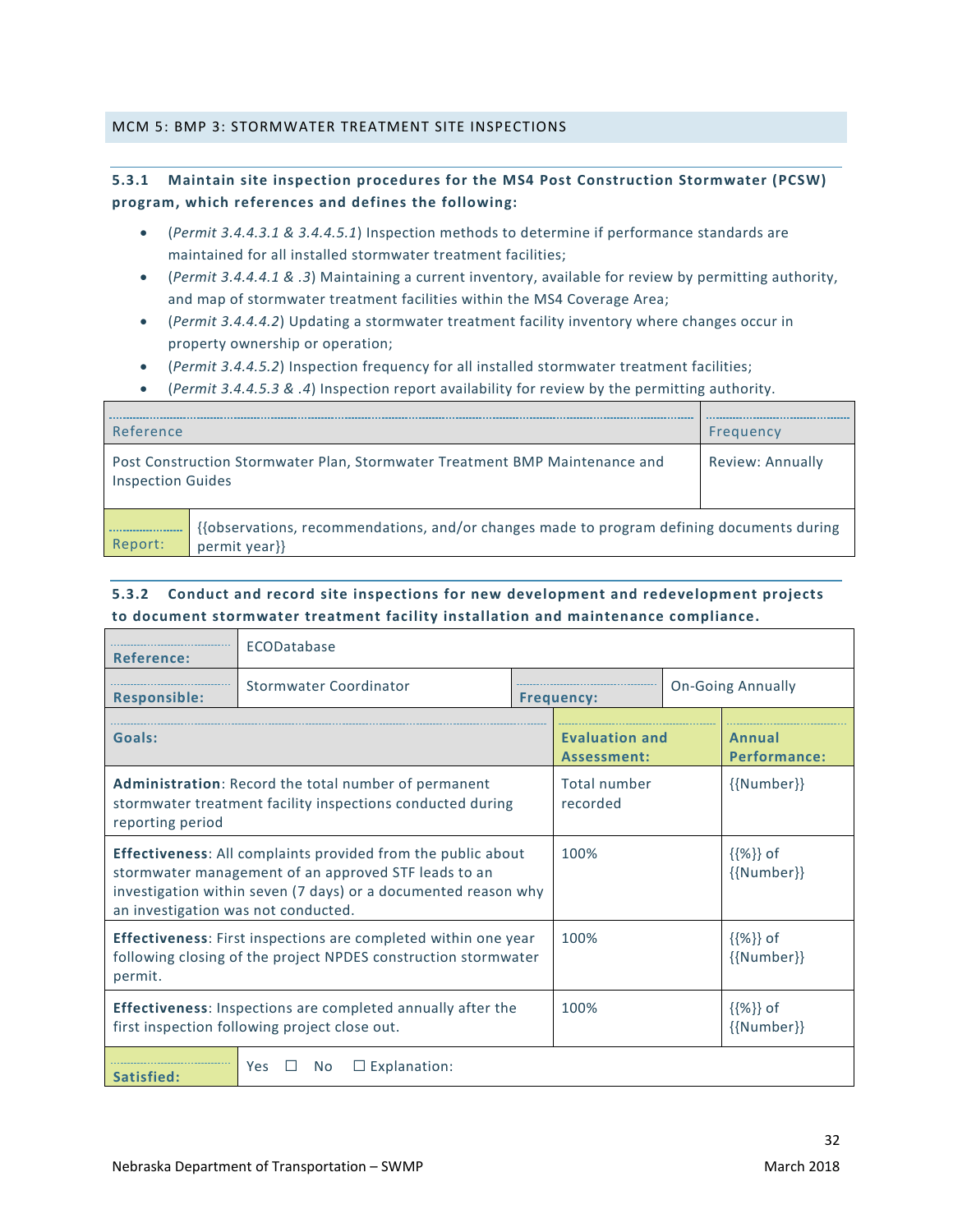## MCM 5: BMP 3: STORMWATER TREATMENT SITE INSPECTIONS

### 5.3.1 Maintain site inspection procedures for the MS4 Post Construction Stormwater (PCSW) program, which references and defines the following:

- (*Permit 3.4.4.3.1 & 3.4.4.5.1*) Inspection methods to determine if performance standards are maintained for all installed stormwater treatment facilities;
- (*Permit 3.4.4.4.1 & .3*) Maintaining a current inventory, available for review by permitting authority, and map of stormwater treatment facilities within the MS4 Coverage Area;
- (*Permit 3.4.4.4.2*) Updating a stormwater treatment facility inventory where changes occur in property ownership or operation;
- (*Permit 3.4.4.5.2*) Inspection frequency for all installed stormwater treatment facilities;
- (*Permit 3.4.4.5.3 & .4*) Inspection report availability for review by the permitting authority.

| Reference | Frequency |
|---|---|
| Post Construction Stormwater Plan, Stormwater Treatment BMP Maintenance and Inspection Guides | Review: Annually |

| Report: | {{observations, recommendations, and/or changes made to program defining documents during permit year}} |
|---|---|

### 5.3.2 Conduct and record site inspections for new development and redevelopment projects to document stormwater treatment facility installation and maintenance compliance.

| **Reference:** | ECODatabase | | |
|---|---|---|---|
| **Responsible:** | Stormwater Coordinator | **Frequency:** | On-Going Annually |

| **Goals:** | **Evaluation and Assessment:** | **Annual Performance:** |
|---|---|---|
| **Administration**: Record the total number of permanent stormwater treatment facility inspections conducted during reporting period | Total number recorded | {{Number}} |
| **Effectiveness**: All complaints provided from the public about stormwater management of an approved STF leads to an investigation within seven (7 days) or a documented reason why an investigation was not conducted. | 100% | {{%}} of {{Number}} |
| **Effectiveness**: First inspections are completed within one year following closing of the project NPDES construction stormwater permit. | 100% | {{%}} of {{Number}} |
| **Effectiveness**: Inspections are completed annually after the first inspection following project close out. | 100% | {{%}} of {{Number}} |

| **Satisfied:** | Yes ☐ No ☐ Explanation: |
|---|---|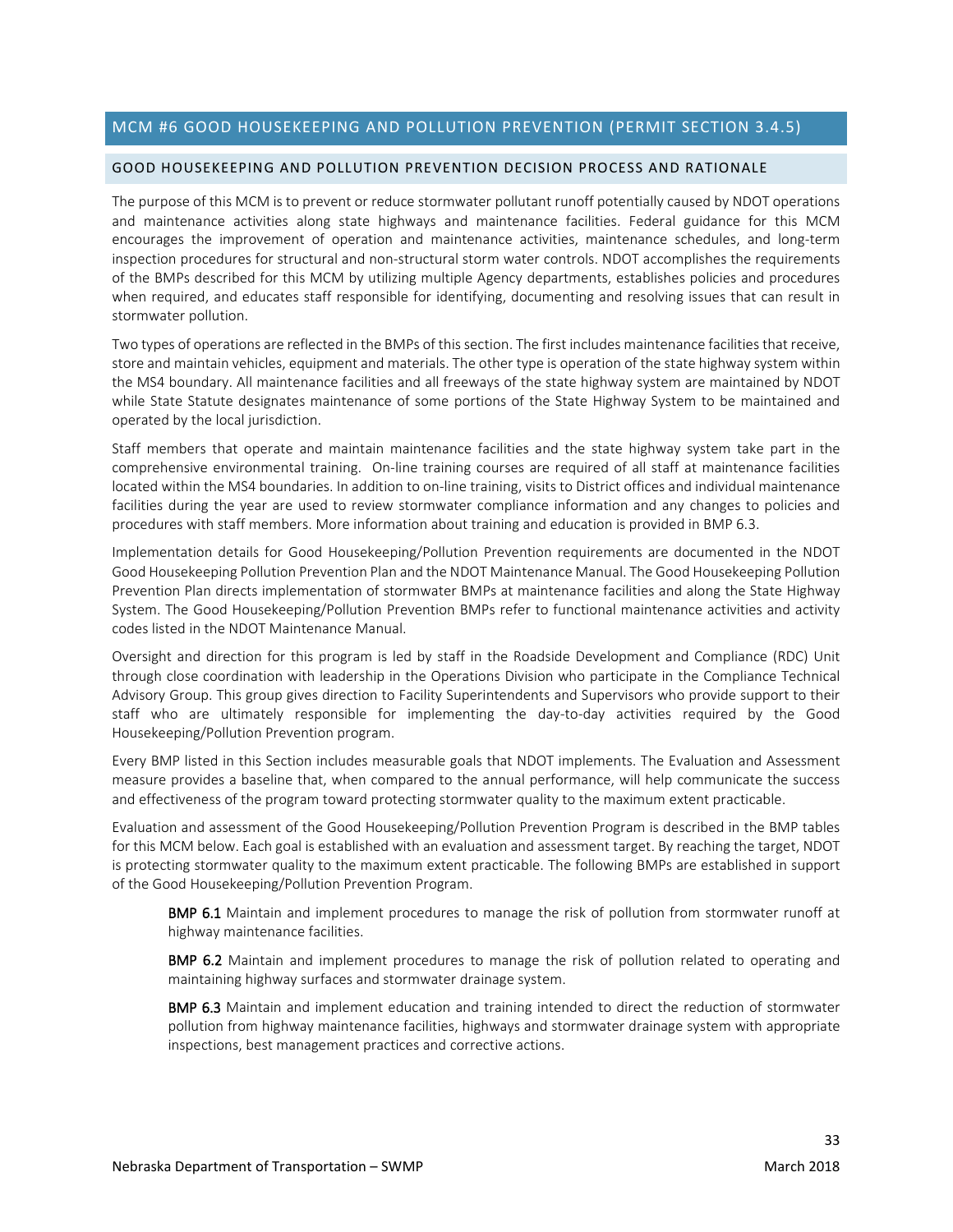## MCM #6 GOOD HOUSEKEEPING AND POLLUTION PREVENTION (PERMIT SECTION 3.4.5)

### GOOD HOUSEKEEPING AND POLLUTION PREVENTION DECISION PROCESS AND RATIONALE

The purpose of this MCM is to prevent or reduce stormwater pollutant runoff potentially caused by NDOT operations and maintenance activities along state highways and maintenance facilities. Federal guidance for this MCM encourages the improvement of operation and maintenance activities, maintenance schedules, and long-term inspection procedures for structural and non-structural storm water controls. NDOT accomplishes the requirements of the BMPs described for this MCM by utilizing multiple Agency departments, establishes policies and procedures when required, and educates staff responsible for identifying, documenting and resolving issues that can result in stormwater pollution.

Two types of operations are reflected in the BMPs of this section. The first includes maintenance facilities that receive, store and maintain vehicles, equipment and materials. The other type is operation of the state highway system within the MS4 boundary. All maintenance facilities and all freeways of the state highway system are maintained by NDOT while State Statute designates maintenance of some portions of the State Highway System to be maintained and operated by the local jurisdiction.

Staff members that operate and maintain maintenance facilities and the state highway system take part in the comprehensive environmental training. On-line training courses are required of all staff at maintenance facilities located within the MS4 boundaries. In addition to on-line training, visits to District offices and individual maintenance facilities during the year are used to review stormwater compliance information and any changes to policies and procedures with staff members. More information about training and education is provided in BMP 6.3.

Implementation details for Good Housekeeping/Pollution Prevention requirements are documented in the NDOT Good Housekeeping Pollution Prevention Plan and the NDOT Maintenance Manual. The Good Housekeeping Pollution Prevention Plan directs implementation of stormwater BMPs at maintenance facilities and along the State Highway System. The Good Housekeeping/Pollution Prevention BMPs refer to functional maintenance activities and activity codes listed in the NDOT Maintenance Manual.

Oversight and direction for this program is led by staff in the Roadside Development and Compliance (RDC) Unit through close coordination with leadership in the Operations Division who participate in the Compliance Technical Advisory Group. This group gives direction to Facility Superintendents and Supervisors who provide support to their staff who are ultimately responsible for implementing the day-to-day activities required by the Good Housekeeping/Pollution Prevention program.

Every BMP listed in this Section includes measurable goals that NDOT implements. The Evaluation and Assessment measure provides a baseline that, when compared to the annual performance, will help communicate the success and effectiveness of the program toward protecting stormwater quality to the maximum extent practicable.

Evaluation and assessment of the Good Housekeeping/Pollution Prevention Program is described in the BMP tables for this MCM below. Each goal is established with an evaluation and assessment target. By reaching the target, NDOT is protecting stormwater quality to the maximum extent practicable. The following BMPs are established in support of the Good Housekeeping/Pollution Prevention Program.

> **BMP 6.1** Maintain and implement procedures to manage the risk of pollution from stormwater runoff at highway maintenance facilities.
>
> **BMP 6.2** Maintain and implement procedures to manage the risk of pollution related to operating and maintaining highway surfaces and stormwater drainage system.
>
> **BMP 6.3** Maintain and implement education and training intended to direct the reduction of stormwater pollution from highway maintenance facilities, highways and stormwater drainage system with appropriate inspections, best management practices and corrective actions.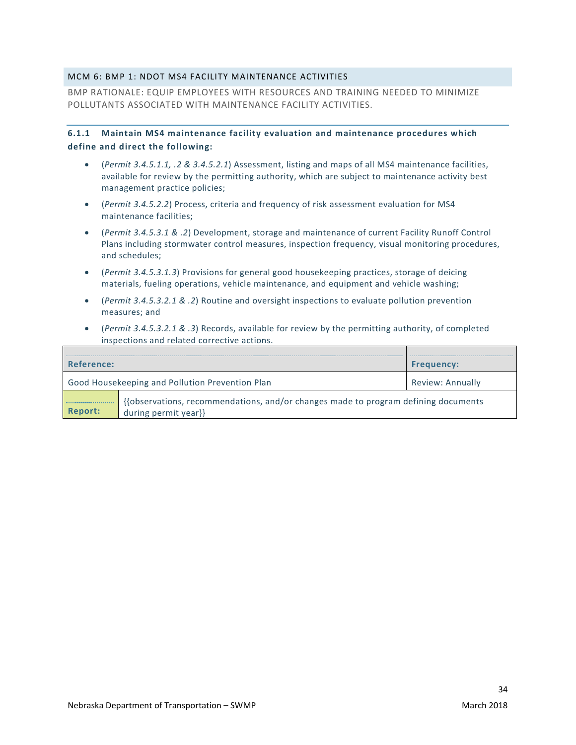## MCM 6: BMP 1: NDOT MS4 FACILITY MAINTENANCE ACTIVITIES

BMP RATIONALE: EQUIP EMPLOYEES WITH RESOURCES AND TRAINING NEEDED TO MINIMIZE POLLUTANTS ASSOCIATED WITH MAINTENANCE FACILITY ACTIVITIES.

### 6.1.1 Maintain MS4 maintenance facility evaluation and maintenance procedures which define and direct the following:

- (*Permit 3.4.5.1.1, .2 & 3.4.5.2.1*) Assessment, listing and maps of all MS4 maintenance facilities, available for review by the permitting authority, which are subject to maintenance activity best management practice policies;
- (*Permit 3.4.5.2.2*) Process, criteria and frequency of risk assessment evaluation for MS4 maintenance facilities;
- (*Permit 3.4.5.3.1 & .2*) Development, storage and maintenance of current Facility Runoff Control Plans including stormwater control measures, inspection frequency, visual monitoring procedures, and schedules;
- (*Permit 3.4.5.3.1.3*) Provisions for general good housekeeping practices, storage of deicing materials, fueling operations, vehicle maintenance, and equipment and vehicle washing;
- (*Permit 3.4.5.3.2.1 & .2*) Routine and oversight inspections to evaluate pollution prevention measures; and
- (*Permit 3.4.5.3.2.1 & .3*) Records, available for review by the permitting authority, of completed inspections and related corrective actions.

| Reference: | | Frequency: |
|---|---|---|
| Good Housekeeping and Pollution Prevention Plan | | Review: Annually |
| **Report:** | {{observations, recommendations, and/or changes made to program defining documents during permit year}} | |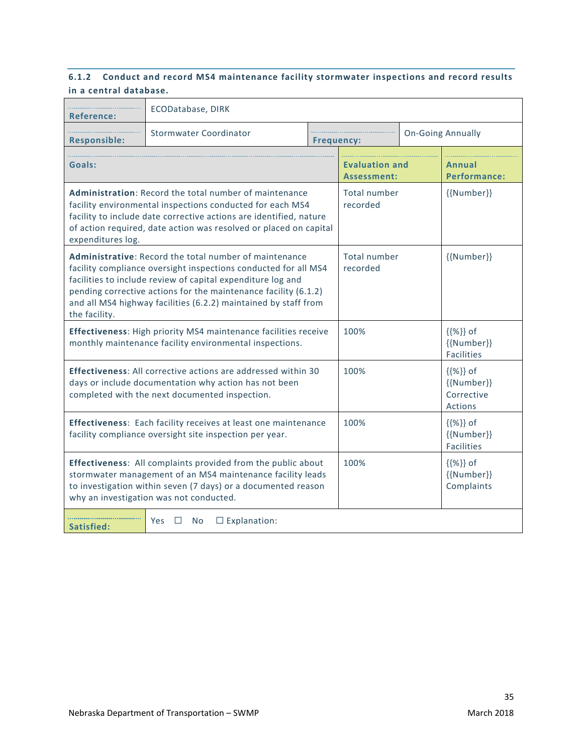### 6.1.2 Conduct and record MS4 maintenance facility stormwater inspections and record results in a central database.

| **Reference:** | ECODatabase, DIRK | | |
|---|---|---|---|
| **Responsible:** | Stormwater Coordinator | **Frequency:** | On-Going Annually |

| **Goals:** | **Evaluation and Assessment:** | **Annual Performance:** |
|---|---|---|
| **Administration**: Record the total number of maintenance facility environmental inspections conducted for each MS4 facility to include date corrective actions are identified, nature of action required, date action was resolved or placed on capital expenditures log. | Total number recorded | {{Number}} |
| **Administrative**: Record the total number of maintenance facility compliance oversight inspections conducted for all MS4 facilities to include review of capital expenditure log and pending corrective actions for the maintenance facility (6.1.2) and all MS4 highway facilities (6.2.2) maintained by staff from the facility. | Total number recorded | {{Number}} |
| **Effectiveness**: High priority MS4 maintenance facilities receive monthly maintenance facility environmental inspections. | 100% | {{%}} of {{Number}} Facilities |
| **Effectiveness**: All corrective actions are addressed within 30 days or include documentation why action has not been completed with the next documented inspection. | 100% | {{%}} of {{Number}} Corrective Actions |
| **Effectiveness**: Each facility receives at least one maintenance facility compliance oversight site inspection per year. | 100% | {{%}} of {{Number}} Facilities |
| **Effectiveness**: All complaints provided from the public about stormwater management of an MS4 maintenance facility leads to investigation within seven (7 days) or a documented reason why an investigation was not conducted. | 100% | {{%}} of {{Number}} Complaints |

| **Satisfied:** | Yes ☐ No ☐ Explanation: |
|---|---|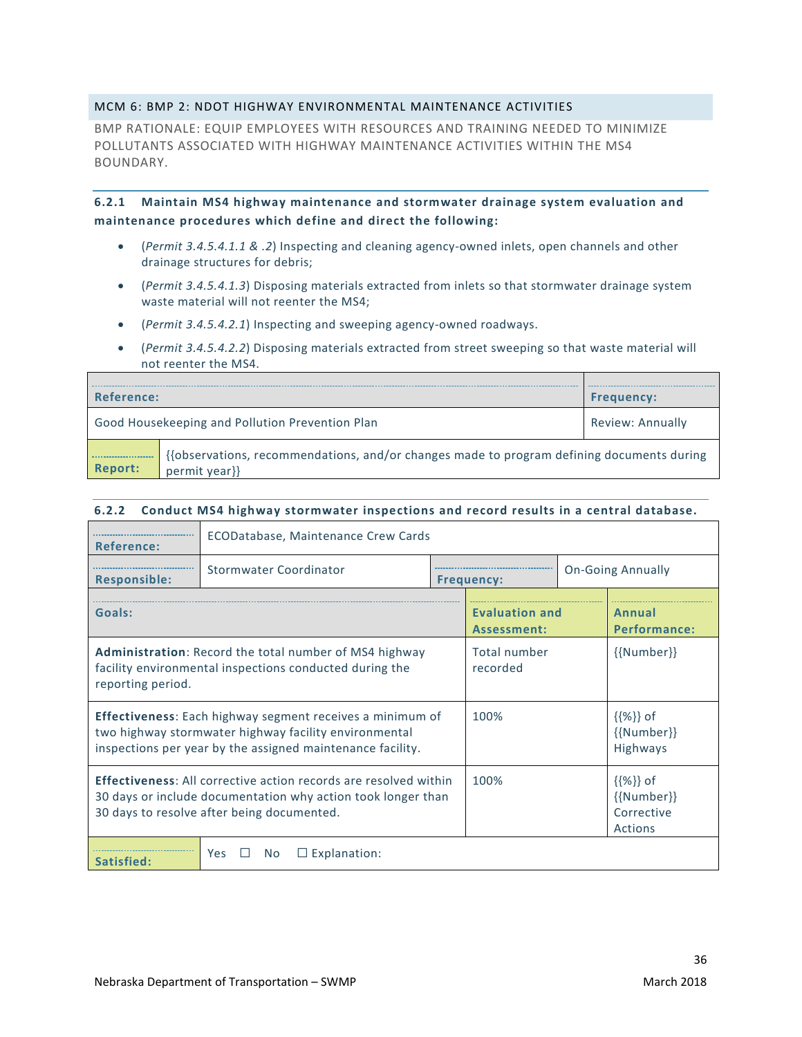## MCM 6: BMP 2: NDOT HIGHWAY ENVIRONMENTAL MAINTENANCE ACTIVITIES

BMP RATIONALE: EQUIP EMPLOYEES WITH RESOURCES AND TRAINING NEEDED TO MINIMIZE POLLUTANTS ASSOCIATED WITH HIGHWAY MAINTENANCE ACTIVITIES WITHIN THE MS4 BOUNDARY.

### 6.2.1 Maintain MS4 highway maintenance and stormwater drainage system evaluation and maintenance procedures which define and direct the following:

- (*Permit 3.4.5.4.1.1 & .2*) Inspecting and cleaning agency-owned inlets, open channels and other drainage structures for debris;
- (*Permit 3.4.5.4.1.3*) Disposing materials extracted from inlets so that stormwater drainage system waste material will not reenter the MS4;
- (*Permit 3.4.5.4.2.1*) Inspecting and sweeping agency-owned roadways.
- (*Permit 3.4.5.4.2.2*) Disposing materials extracted from street sweeping so that waste material will not reenter the MS4.

| **Reference:** | | **Frequency:** |
|---|---|---|
| Good Housekeeping and Pollution Prevention Plan | | Review: Annually |
| **Report:** | {{observations, recommendations, and/or changes made to program defining documents during permit year}} | |

### 6.2.2 Conduct MS4 highway stormwater inspections and record results in a central database.

| **Reference:** | ECODatabase, Maintenance Crew Cards | | |
|---|---|---|---|
| **Responsible:** | Stormwater Coordinator | **Frequency:** | On-Going Annually |

| **Goals:** | **Evaluation and Assessment:** | **Annual Performance:** |
|---|---|---|
| **Administration**: Record the total number of MS4 highway facility environmental inspections conducted during the reporting period. | Total number recorded | {{Number}} |
| **Effectiveness**: Each highway segment receives a minimum of two highway stormwater highway facility environmental inspections per year by the assigned maintenance facility. | 100% | {{%}} of {{Number}} Highways |
| **Effectiveness**: All corrective action records are resolved within 30 days or include documentation why action took longer than 30 days to resolve after being documented. | 100% | {{%}} of {{Number}} Corrective Actions |
| **Satisfied:** | Yes ☐ No ☐ Explanation: | |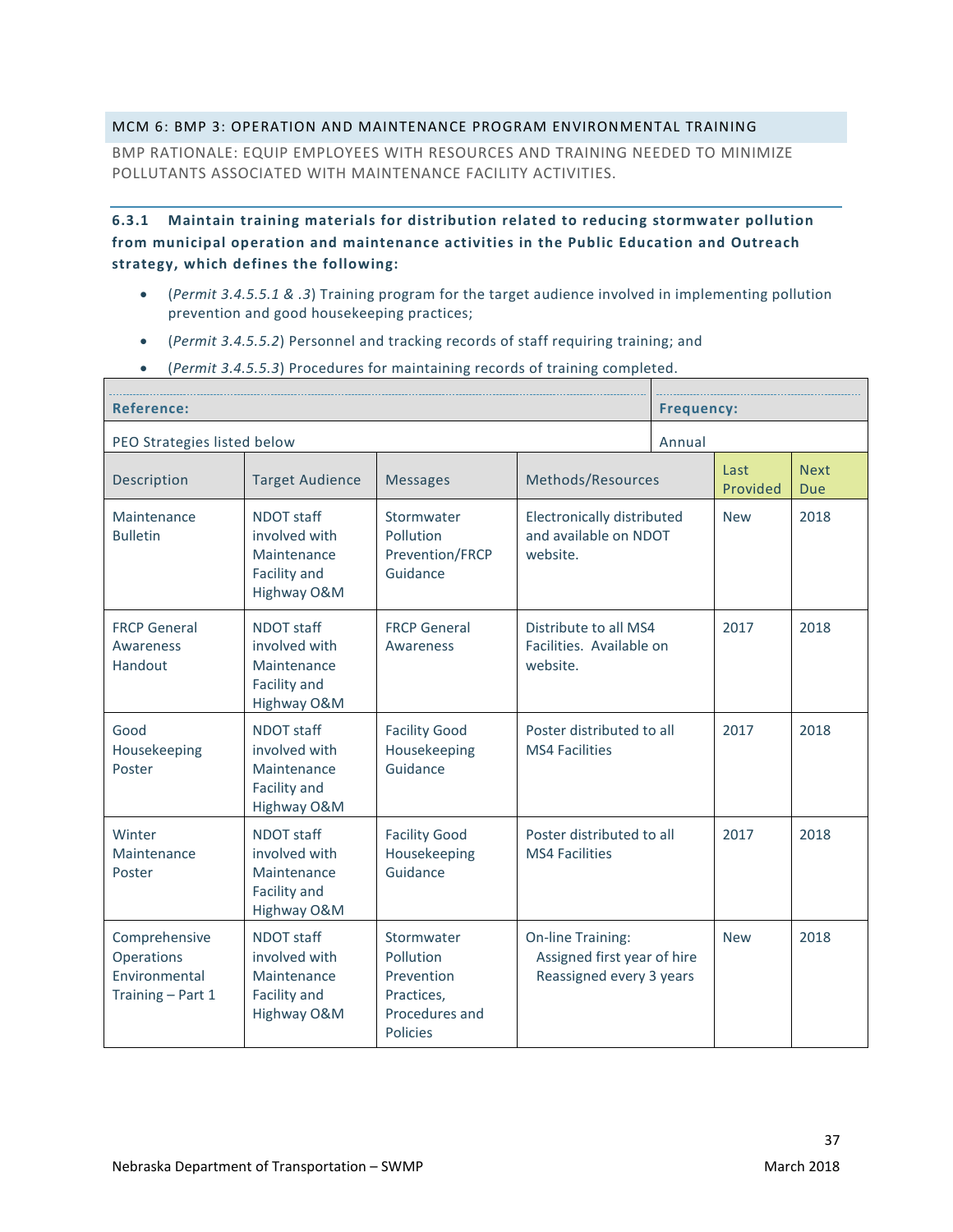## MCM 6: BMP 3: OPERATION AND MAINTENANCE PROGRAM ENVIRONMENTAL TRAINING

BMP RATIONALE: EQUIP EMPLOYEES WITH RESOURCES AND TRAINING NEEDED TO MINIMIZE POLLUTANTS ASSOCIATED WITH MAINTENANCE FACILITY ACTIVITIES.

**6.3.1 Maintain training materials for distribution related to reducing stormwater pollution from municipal operation and maintenance activities in the Public Education and Outreach strategy, which defines the following:**

- (*Permit 3.4.5.5.1 & .3*) Training program for the target audience involved in implementing pollution prevention and good housekeeping practices;
- (*Permit 3.4.5.5.2*) Personnel and tracking records of staff requiring training; and
- (*Permit 3.4.5.5.3*) Procedures for maintaining records of training completed.

| **Reference:** | | | | **Frequency:** | |
|---|---|---|---|---|---|
| PEO Strategies listed below | | | | Annual | |
| Description | Target Audience | Messages | Methods/Resources | Last Provided | Next Due |
| Maintenance Bulletin | NDOT staff involved with Maintenance Facility and Highway O&M | Stormwater Pollution Prevention/FRCP Guidance | Electronically distributed and available on NDOT website. | New | 2018 |
| FRCP General Awareness Handout | NDOT staff involved with Maintenance Facility and Highway O&M | FRCP General Awareness | Distribute to all MS4 Facilities. Available on website. | 2017 | 2018 |
| Good Housekeeping Poster | NDOT staff involved with Maintenance Facility and Highway O&M | Facility Good Housekeeping Guidance | Poster distributed to all MS4 Facilities | 2017 | 2018 |
| Winter Maintenance Poster | NDOT staff involved with Maintenance Facility and Highway O&M | Facility Good Housekeeping Guidance | Poster distributed to all MS4 Facilities | 2017 | 2018 |
| Comprehensive Operations Environmental Training – Part 1 | NDOT staff involved with Maintenance Facility and Highway O&M | Stormwater Pollution Prevention Practices, Procedures and Policies | On-line Training: Assigned first year of hire Reassigned every 3 years | New | 2018 |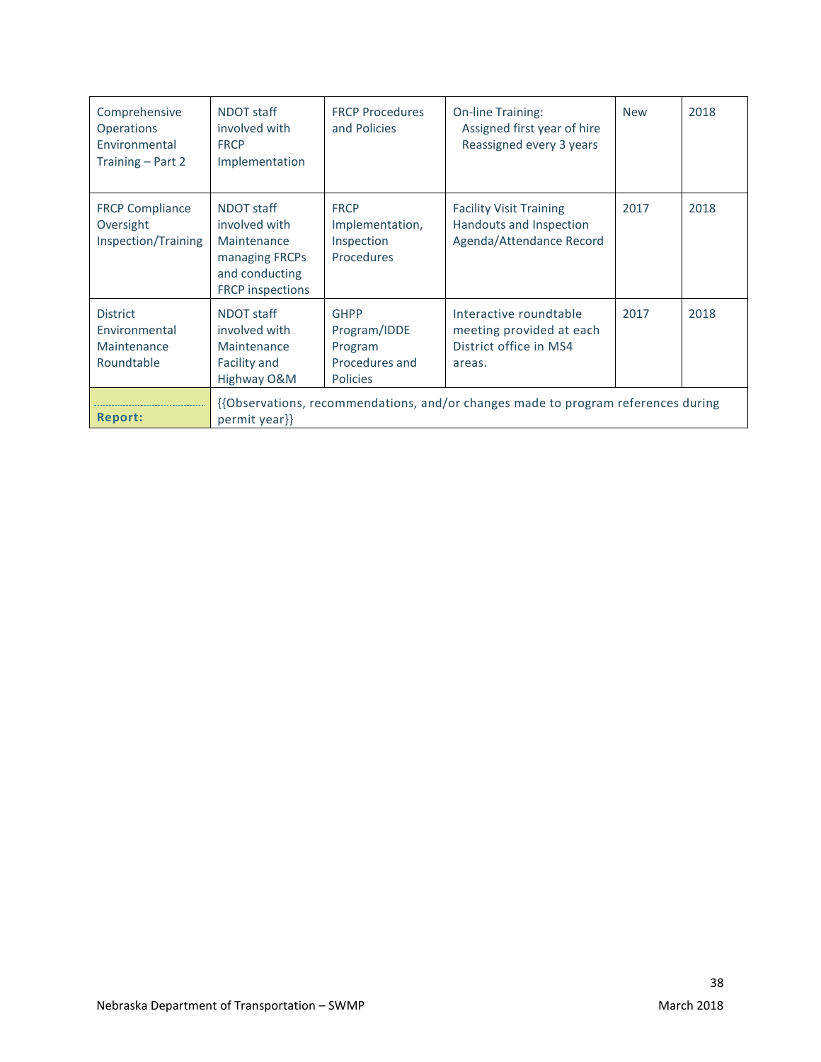| Comprehensive Operations Environmental Training – Part 2 | NDOT staff involved with FRCP Implementation | FRCP Procedures and Policies | On-line Training: Assigned first year of hire Reassigned every 3 years | New | 2018 |
|---|---|---|---|---|---|
| FRCP Compliance Oversight Inspection/Training | NDOT staff involved with Maintenance managing FRCPs and conducting FRCP inspections | FRCP Implementation, Inspection Procedures | Facility Visit Training Handouts and Inspection Agenda/Attendance Record | 2017 | 2018 |
| District Environmental Maintenance Roundtable | NDOT staff involved with Maintenance Facility and Highway O&M | GHPP Program/IDDE Program Procedures and Policies | Interactive roundtable meeting provided at each District office in MS4 areas. | 2017 | 2018 |
| **Report:** | {{Observations, recommendations, and/or changes made to program references during permit year}} | | | | |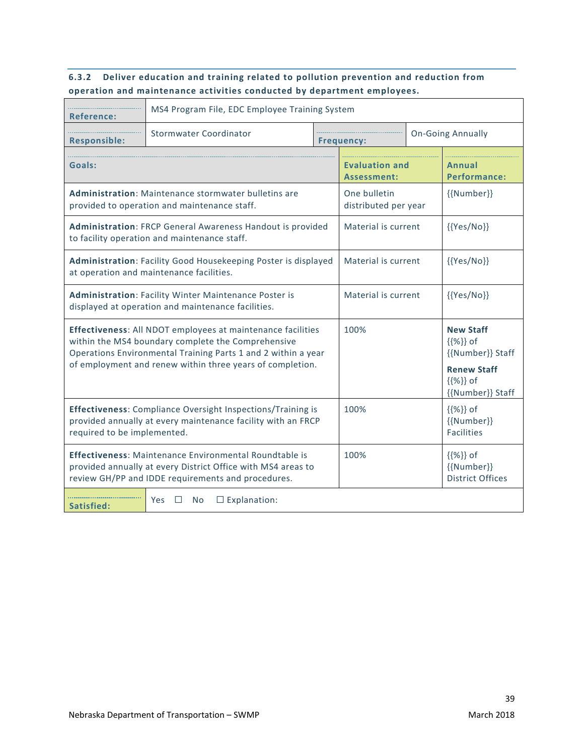### 6.3.2 Deliver education and training related to pollution prevention and reduction from operation and maintenance activities conducted by department employees.

| | | | |
|---|---|---|---|
| **Reference:** | MS4 Program File, EDC Employee Training System | | |
| **Responsible:** | Stormwater Coordinator | **Frequency:** | On-Going Annually |

| Goals: | Evaluation and Assessment: | Annual Performance: |
|---|---|---|
| **Administration**: Maintenance stormwater bulletins are provided to operation and maintenance staff. | One bulletin distributed per year | {{Number}} |
| **Administration**: FRCP General Awareness Handout is provided to facility operation and maintenance staff. | Material is current | {{Yes/No}} |
| **Administration**: Facility Good Housekeeping Poster is displayed at operation and maintenance facilities. | Material is current | {{Yes/No}} |
| **Administration**: Facility Winter Maintenance Poster is displayed at operation and maintenance facilities. | Material is current | {{Yes/No}} |
| **Effectiveness**: All NDOT employees at maintenance facilities within the MS4 boundary complete the Comprehensive Operations Environmental Training Parts 1 and 2 within a year of employment and renew within three years of completion. | 100% | **New Staff** {{%}} of {{Number}} Staff<br>**Renew Staff** {{%}} of {{Number}} Staff |
| **Effectiveness**: Compliance Oversight Inspections/Training is provided annually at every maintenance facility with an FRCP required to be implemented. | 100% | {{%}} of {{Number}} Facilities |
| **Effectiveness**: Maintenance Environmental Roundtable is provided annually at every District Office with MS4 areas to review GH/PP and IDDE requirements and procedures. | 100% | {{%}} of {{Number}} District Offices |

**Satisfied:** Yes ☐ No ☐ Explanation: